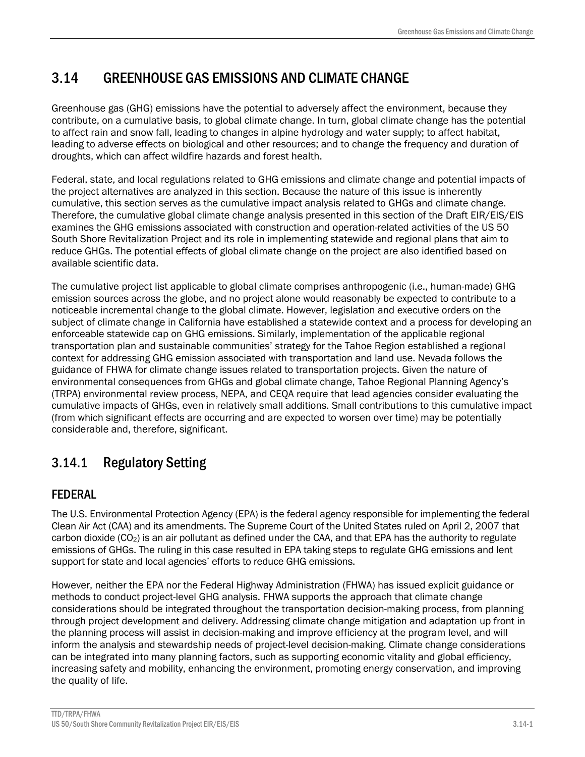# 3.14 GREENHOUSE GAS EMISSIONS AND CLIMATE CHANGE

Greenhouse gas (GHG) emissions have the potential to adversely affect the environment, because they contribute, on a cumulative basis, to global climate change. In turn, global climate change has the potential to affect rain and snow fall, leading to changes in alpine hydrology and water supply; to affect habitat, leading to adverse effects on biological and other resources; and to change the frequency and duration of droughts, which can affect wildfire hazards and forest health.

Federal, state, and local regulations related to GHG emissions and climate change and potential impacts of the project alternatives are analyzed in this section. Because the nature of this issue is inherently cumulative, this section serves as the cumulative impact analysis related to GHGs and climate change. Therefore, the cumulative global climate change analysis presented in this section of the Draft EIR/EIS/EIS examines the GHG emissions associated with construction and operation-related activities of the US 50 South Shore Revitalization Project and its role in implementing statewide and regional plans that aim to reduce GHGs. The potential effects of global climate change on the project are also identified based on available scientific data.

The cumulative project list applicable to global climate comprises anthropogenic (i.e., human-made) GHG emission sources across the globe, and no project alone would reasonably be expected to contribute to a noticeable incremental change to the global climate. However, legislation and executive orders on the subject of climate change in California have established a statewide context and a process for developing an enforceable statewide cap on GHG emissions. Similarly, implementation of the applicable regional transportation plan and sustainable communities' strategy for the Tahoe Region established a regional context for addressing GHG emission associated with transportation and land use. Nevada follows the guidance of FHWA for climate change issues related to transportation projects. Given the nature of environmental consequences from GHGs and global climate change, Tahoe Regional Planning Agency's (TRPA) environmental review process, NEPA, and CEQA require that lead agencies consider evaluating the cumulative impacts of GHGs, even in relatively small additions. Small contributions to this cumulative impact (from which significant effects are occurring and are expected to worsen over time) may be potentially considerable and, therefore, significant.

## 3.14.1 Regulatory Setting

### FEDERAL

The U.S. Environmental Protection Agency (EPA) is the federal agency responsible for implementing the federal Clean Air Act (CAA) and its amendments. The Supreme Court of the United States ruled on April 2, 2007 that carbon dioxide ($CO_2$) is an air pollutant as defined under the CAA, and that EPA has the authority to regulate emissions of GHGs. The ruling in this case resulted in EPA taking steps to regulate GHG emissions and lent support for state and local agencies' efforts to reduce GHG emissions.

However, neither the EPA nor the Federal Highway Administration (FHWA) has issued explicit guidance or methods to conduct project-level GHG analysis. FHWA supports the approach that climate change considerations should be integrated throughout the transportation decision-making process, from planning through project development and delivery. Addressing climate change mitigation and adaptation up front in the planning process will assist in decision-making and improve efficiency at the program level, and will inform the analysis and stewardship needs of project-level decision-making. Climate change considerations can be integrated into many planning factors, such as supporting economic vitality and global efficiency, increasing safety and mobility, enhancing the environment, promoting energy conservation, and improving the quality of life.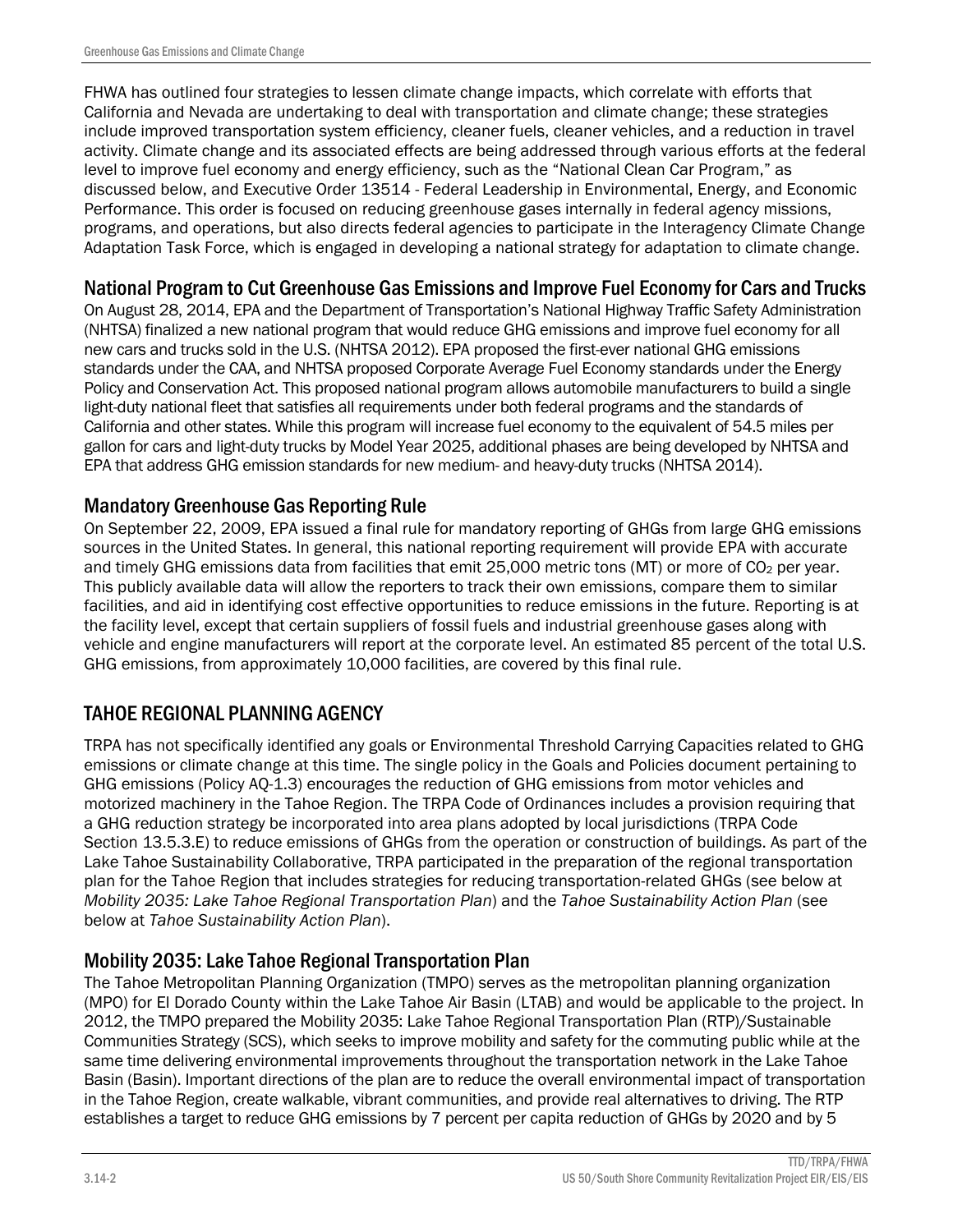FHWA has outlined four strategies to lessen climate change impacts, which correlate with efforts that California and Nevada are undertaking to deal with transportation and climate change; these strategies include improved transportation system efficiency, cleaner fuels, cleaner vehicles, and a reduction in travel activity. Climate change and its associated effects are being addressed through various efforts at the federal level to improve fuel economy and energy efficiency, such as the "National Clean Car Program," as discussed below, and Executive Order 13514 - Federal Leadership in Environmental, Energy, and Economic Performance. This order is focused on reducing greenhouse gases internally in federal agency missions, programs, and operations, but also directs federal agencies to participate in the Interagency Climate Change Adaptation Task Force, which is engaged in developing a national strategy for adaptation to climate change.

### National Program to Cut Greenhouse Gas Emissions and Improve Fuel Economy for Cars and Trucks

On August 28, 2014, EPA and the Department of Transportation's National Highway Traffic Safety Administration (NHTSA) finalized a new national program that would reduce GHG emissions and improve fuel economy for all new cars and trucks sold in the U.S. (NHTSA 2012). EPA proposed the first-ever national GHG emissions standards under the CAA, and NHTSA proposed Corporate Average Fuel Economy standards under the Energy Policy and Conservation Act. This proposed national program allows automobile manufacturers to build a single light-duty national fleet that satisfies all requirements under both federal programs and the standards of California and other states. While this program will increase fuel economy to the equivalent of 54.5 miles per gallon for cars and light-duty trucks by Model Year 2025, additional phases are being developed by NHTSA and EPA that address GHG emission standards for new medium- and heavy-duty trucks (NHTSA 2014).

### Mandatory Greenhouse Gas Reporting Rule

On September 22, 2009, EPA issued a final rule for mandatory reporting of GHGs from large GHG emissions sources in the United States. In general, this national reporting requirement will provide EPA with accurate and timely GHG emissions data from facilities that emit 25,000 metric tons (MT) or more of $CO_2$ per year. This publicly available data will allow the reporters to track their own emissions, compare them to similar facilities, and aid in identifying cost effective opportunities to reduce emissions in the future. Reporting is at the facility level, except that certain suppliers of fossil fuels and industrial greenhouse gases along with vehicle and engine manufacturers will report at the corporate level. An estimated 85 percent of the total U.S. GHG emissions, from approximately 10,000 facilities, are covered by this final rule.

## TAHOE REGIONAL PLANNING AGENCY

TRPA has not specifically identified any goals or Environmental Threshold Carrying Capacities related to GHG emissions or climate change at this time. The single policy in the Goals and Policies document pertaining to GHG emissions (Policy AQ-1.3) encourages the reduction of GHG emissions from motor vehicles and motorized machinery in the Tahoe Region. The TRPA Code of Ordinances includes a provision requiring that a GHG reduction strategy be incorporated into area plans adopted by local jurisdictions (TRPA Code Section 13.5.3.E) to reduce emissions of GHGs from the operation or construction of buildings. As part of the Lake Tahoe Sustainability Collaborative, TRPA participated in the preparation of the regional transportation plan for the Tahoe Region that includes strategies for reducing transportation-related GHGs (see below at *Mobility 2035: Lake Tahoe Regional Transportation Plan*) and the *Tahoe Sustainability Action Plan* (see below at *Tahoe Sustainability Action Plan*).

### Mobility 2035: Lake Tahoe Regional Transportation Plan

The Tahoe Metropolitan Planning Organization (TMPO) serves as the metropolitan planning organization (MPO) for El Dorado County within the Lake Tahoe Air Basin (LTAB) and would be applicable to the project. In 2012, the TMPO prepared the Mobility 2035: Lake Tahoe Regional Transportation Plan (RTP)/Sustainable Communities Strategy (SCS), which seeks to improve mobility and safety for the commuting public while at the same time delivering environmental improvements throughout the transportation network in the Lake Tahoe Basin (Basin). Important directions of the plan are to reduce the overall environmental impact of transportation in the Tahoe Region, create walkable, vibrant communities, and provide real alternatives to driving. The RTP establishes a target to reduce GHG emissions by 7 percent per capita reduction of GHGs by 2020 and by 5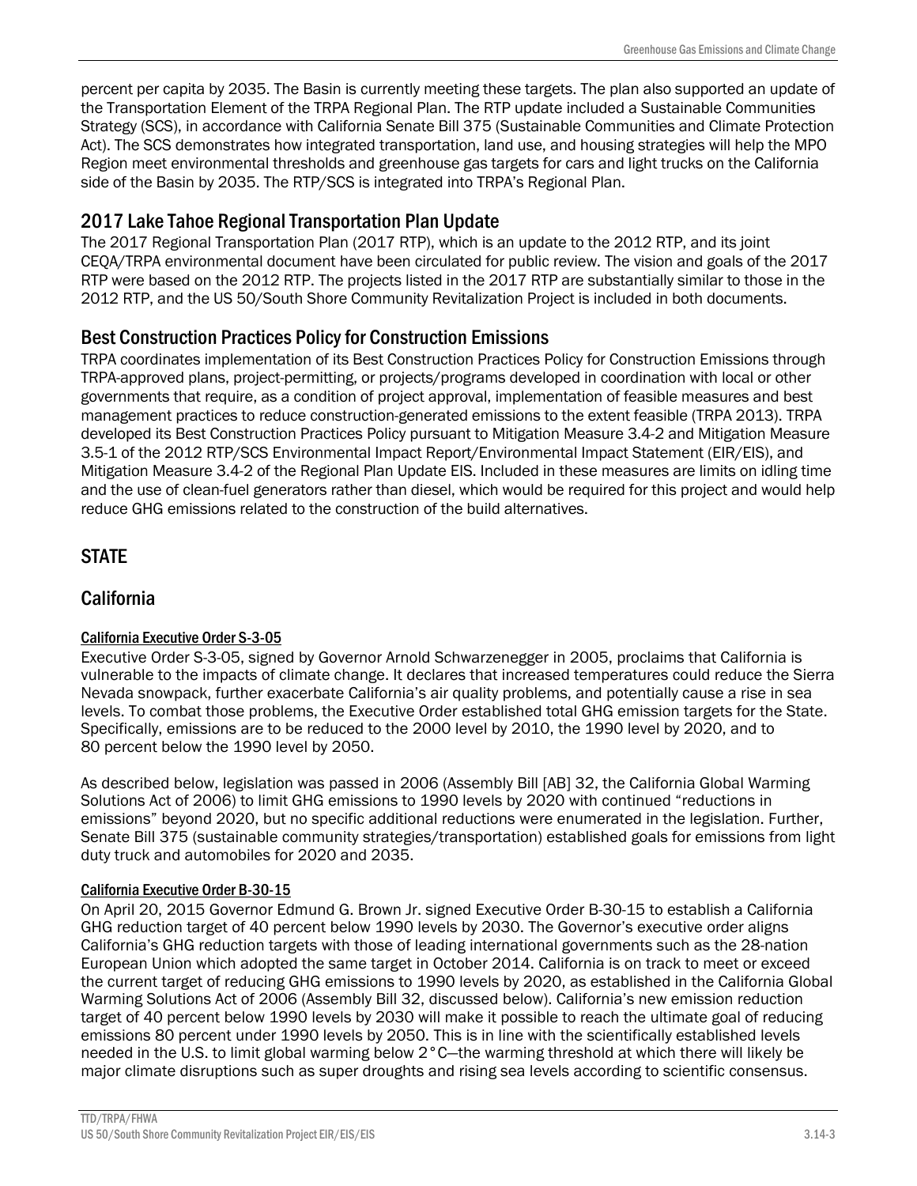percent per capita by 2035. The Basin is currently meeting these targets. The plan also supported an update of the Transportation Element of the TRPA Regional Plan. The RTP update included a Sustainable Communities Strategy (SCS), in accordance with California Senate Bill 375 (Sustainable Communities and Climate Protection Act). The SCS demonstrates how integrated transportation, land use, and housing strategies will help the MPO Region meet environmental thresholds and greenhouse gas targets for cars and light trucks on the California side of the Basin by 2035. The RTP/SCS is integrated into TRPA's Regional Plan.

### 2017 Lake Tahoe Regional Transportation Plan Update

The 2017 Regional Transportation Plan (2017 RTP), which is an update to the 2012 RTP, and its joint CEQA/TRPA environmental document have been circulated for public review. The vision and goals of the 2017 RTP were based on the 2012 RTP. The projects listed in the 2017 RTP are substantially similar to those in the 2012 RTP, and the US 50/South Shore Community Revitalization Project is included in both documents.

### Best Construction Practices Policy for Construction Emissions

TRPA coordinates implementation of its Best Construction Practices Policy for Construction Emissions through TRPA-approved plans, project-permitting, or projects/programs developed in coordination with local or other governments that require, as a condition of project approval, implementation of feasible measures and best management practices to reduce construction-generated emissions to the extent feasible (TRPA 2013). TRPA developed its Best Construction Practices Policy pursuant to Mitigation Measure 3.4-2 and Mitigation Measure 3.5-1 of the 2012 RTP/SCS Environmental Impact Report/Environmental Impact Statement (EIR/EIS), and Mitigation Measure 3.4-2 of the Regional Plan Update EIS. Included in these measures are limits on idling time and the use of clean-fuel generators rather than diesel, which would be required for this project and would help reduce GHG emissions related to the construction of the build alternatives.

## STATE

### California

#### California Executive Order S-3-05

Executive Order S-3-05, signed by Governor Arnold Schwarzenegger in 2005, proclaims that California is vulnerable to the impacts of climate change. It declares that increased temperatures could reduce the Sierra Nevada snowpack, further exacerbate California's air quality problems, and potentially cause a rise in sea levels. To combat those problems, the Executive Order established total GHG emission targets for the State. Specifically, emissions are to be reduced to the 2000 level by 2010, the 1990 level by 2020, and to 80 percent below the 1990 level by 2050.

As described below, legislation was passed in 2006 (Assembly Bill [AB] 32, the California Global Warming Solutions Act of 2006) to limit GHG emissions to 1990 levels by 2020 with continued "reductions in emissions" beyond 2020, but no specific additional reductions were enumerated in the legislation. Further, Senate Bill 375 (sustainable community strategies/transportation) established goals for emissions from light duty truck and automobiles for 2020 and 2035.

#### California Executive Order B-30-15

On April 20, 2015 Governor Edmund G. Brown Jr. signed Executive Order B-30-15 to establish a California GHG reduction target of 40 percent below 1990 levels by 2030. The Governor's executive order aligns California's GHG reduction targets with those of leading international governments such as the 28-nation European Union which adopted the same target in October 2014. California is on track to meet or exceed the current target of reducing GHG emissions to 1990 levels by 2020, as established in the California Global Warming Solutions Act of 2006 (Assembly Bill 32, discussed below). California's new emission reduction target of 40 percent below 1990 levels by 2030 will make it possible to reach the ultimate goal of reducing emissions 80 percent under 1990 levels by 2050. This is in line with the scientifically established levels needed in the U.S. to limit global warming below 2°C—the warming threshold at which there will likely be major climate disruptions such as super droughts and rising sea levels according to scientific consensus.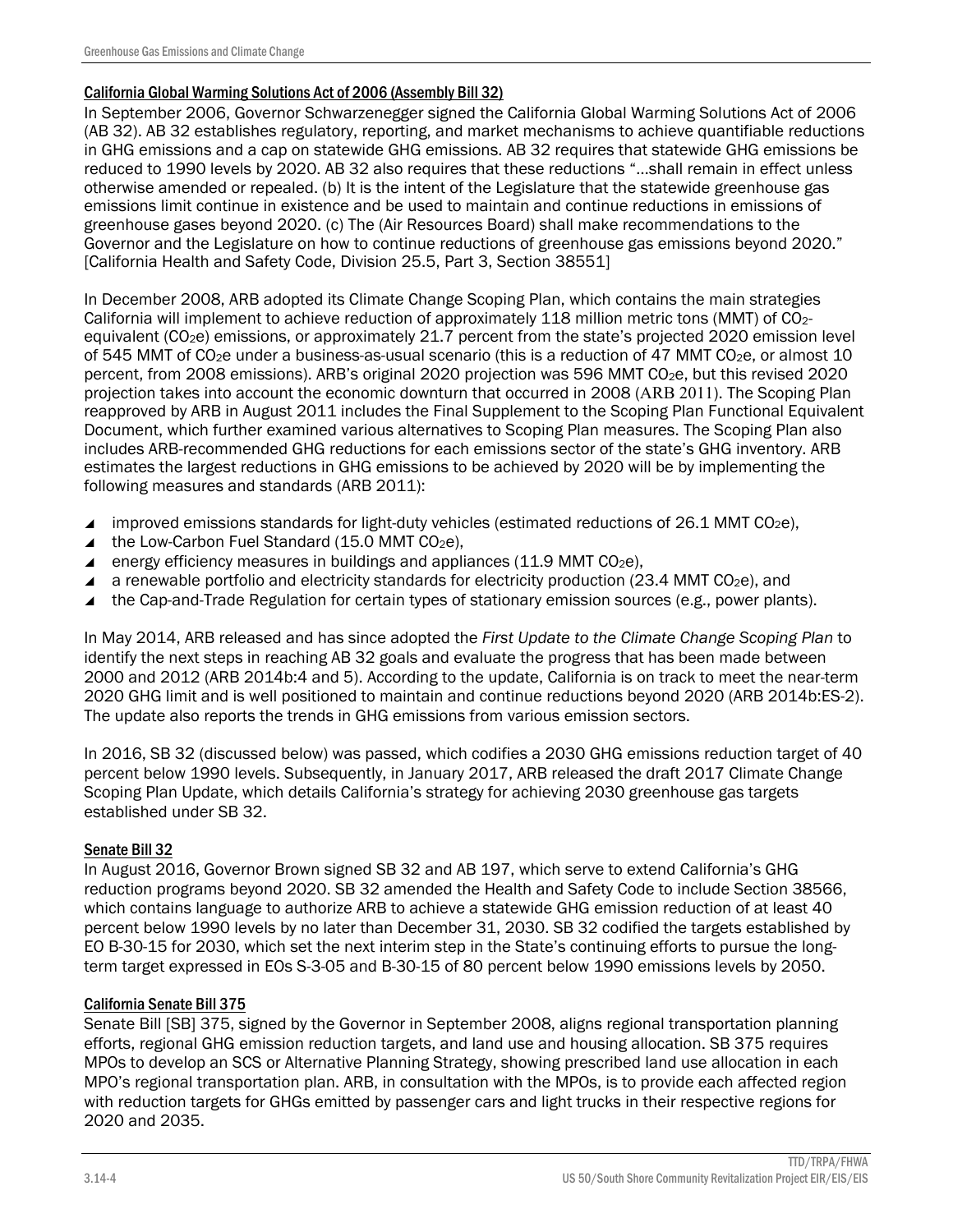### California Global Warming Solutions Act of 2006 (Assembly Bill 32)

In September 2006, Governor Schwarzenegger signed the California Global Warming Solutions Act of 2006 (AB 32). AB 32 establishes regulatory, reporting, and market mechanisms to achieve quantifiable reductions in GHG emissions and a cap on statewide GHG emissions. AB 32 requires that statewide GHG emissions be reduced to 1990 levels by 2020. AB 32 also requires that these reductions "…shall remain in effect unless otherwise amended or repealed. (b) It is the intent of the Legislature that the statewide greenhouse gas emissions limit continue in existence and be used to maintain and continue reductions in emissions of greenhouse gases beyond 2020. (c) The (Air Resources Board) shall make recommendations to the Governor and the Legislature on how to continue reductions of greenhouse gas emissions beyond 2020." [California Health and Safety Code, Division 25.5, Part 3, Section 38551]

In December 2008, ARB adopted its Climate Change Scoping Plan, which contains the main strategies California will implement to achieve reduction of approximately 118 million metric tons (MMT) of $CO_2$-equivalent ($CO_2e$) emissions, or approximately 21.7 percent from the state's projected 2020 emission level of 545 MMT of $CO_2e$ under a business-as-usual scenario (this is a reduction of 47 MMT $CO_2e$, or almost 10 percent, from 2008 emissions). ARB's original 2020 projection was 596 MMT $CO_2e$, but this revised 2020 projection takes into account the economic downturn that occurred in 2008 (ARB 2011). The Scoping Plan reapproved by ARB in August 2011 includes the Final Supplement to the Scoping Plan Functional Equivalent Document, which further examined various alternatives to Scoping Plan measures. The Scoping Plan also includes ARB-recommended GHG reductions for each emissions sector of the state's GHG inventory. ARB estimates the largest reductions in GHG emissions to be achieved by 2020 will be by implementing the following measures and standards (ARB 2011):

- improved emissions standards for light-duty vehicles (estimated reductions of 26.1 MMT $CO_2e$),
- the Low-Carbon Fuel Standard (15.0 MMT $CO_2e$),
- energy efficiency measures in buildings and appliances (11.9 MMT $CO_2e$),
- a renewable portfolio and electricity standards for electricity production (23.4 MMT $CO_2e$), and
- the Cap-and-Trade Regulation for certain types of stationary emission sources (e.g., power plants).

In May 2014, ARB released and has since adopted the *First Update to the Climate Change Scoping Plan* to identify the next steps in reaching AB 32 goals and evaluate the progress that has been made between 2000 and 2012 (ARB 2014b:4 and 5). According to the update, California is on track to meet the near-term 2020 GHG limit and is well positioned to maintain and continue reductions beyond 2020 (ARB 2014b:ES-2). The update also reports the trends in GHG emissions from various emission sectors.

In 2016, SB 32 (discussed below) was passed, which codifies a 2030 GHG emissions reduction target of 40 percent below 1990 levels. Subsequently, in January 2017, ARB released the draft 2017 Climate Change Scoping Plan Update, which details California's strategy for achieving 2030 greenhouse gas targets established under SB 32.

### Senate Bill 32

In August 2016, Governor Brown signed SB 32 and AB 197, which serve to extend California's GHG reduction programs beyond 2020. SB 32 amended the Health and Safety Code to include Section 38566, which contains language to authorize ARB to achieve a statewide GHG emission reduction of at least 40 percent below 1990 levels by no later than December 31, 2030. SB 32 codified the targets established by EO B-30-15 for 2030, which set the next interim step in the State's continuing efforts to pursue the long-term target expressed in EOs S-3-05 and B-30-15 of 80 percent below 1990 emissions levels by 2050.

### California Senate Bill 375

Senate Bill [SB] 375, signed by the Governor in September 2008, aligns regional transportation planning efforts, regional GHG emission reduction targets, and land use and housing allocation. SB 375 requires MPOs to develop an SCS or Alternative Planning Strategy, showing prescribed land use allocation in each MPO's regional transportation plan. ARB, in consultation with the MPOs, is to provide each affected region with reduction targets for GHGs emitted by passenger cars and light trucks in their respective regions for 2020 and 2035.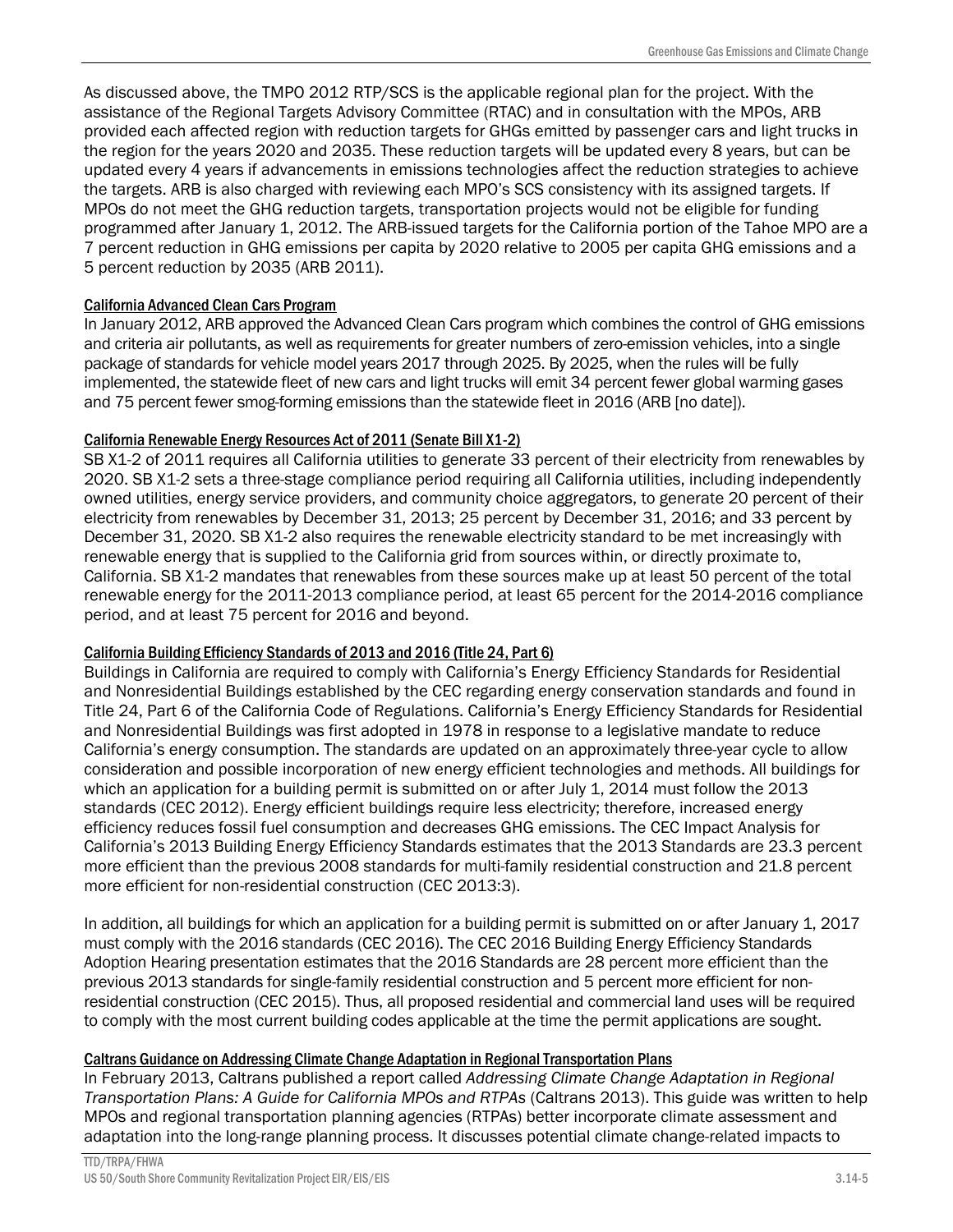As discussed above, the TMPO 2012 RTP/SCS is the applicable regional plan for the project. With the assistance of the Regional Targets Advisory Committee (RTAC) and in consultation with the MPOs, ARB provided each affected region with reduction targets for GHGs emitted by passenger cars and light trucks in the region for the years 2020 and 2035. These reduction targets will be updated every 8 years, but can be updated every 4 years if advancements in emissions technologies affect the reduction strategies to achieve the targets. ARB is also charged with reviewing each MPO's SCS consistency with its assigned targets. If MPOs do not meet the GHG reduction targets, transportation projects would not be eligible for funding programmed after January 1, 2012. The ARB-issued targets for the California portion of the Tahoe MPO are a 7 percent reduction in GHG emissions per capita by 2020 relative to 2005 per capita GHG emissions and a 5 percent reduction by 2035 (ARB 2011).

#### California Advanced Clean Cars Program

In January 2012, ARB approved the Advanced Clean Cars program which combines the control of GHG emissions and criteria air pollutants, as well as requirements for greater numbers of zero-emission vehicles, into a single package of standards for vehicle model years 2017 through 2025. By 2025, when the rules will be fully implemented, the statewide fleet of new cars and light trucks will emit 34 percent fewer global warming gases and 75 percent fewer smog-forming emissions than the statewide fleet in 2016 (ARB [no date]).

#### California Renewable Energy Resources Act of 2011 (Senate Bill X1-2)

SB X1-2 of 2011 requires all California utilities to generate 33 percent of their electricity from renewables by 2020. SB X1-2 sets a three-stage compliance period requiring all California utilities, including independently owned utilities, energy service providers, and community choice aggregators, to generate 20 percent of their electricity from renewables by December 31, 2013; 25 percent by December 31, 2016; and 33 percent by December 31, 2020. SB X1-2 also requires the renewable electricity standard to be met increasingly with renewable energy that is supplied to the California grid from sources within, or directly proximate to, California. SB X1-2 mandates that renewables from these sources make up at least 50 percent of the total renewable energy for the 2011-2013 compliance period, at least 65 percent for the 2014-2016 compliance period, and at least 75 percent for 2016 and beyond.

#### California Building Efficiency Standards of 2013 and 2016 (Title 24, Part 6)

Buildings in California are required to comply with California's Energy Efficiency Standards for Residential and Nonresidential Buildings established by the CEC regarding energy conservation standards and found in Title 24, Part 6 of the California Code of Regulations. California's Energy Efficiency Standards for Residential and Nonresidential Buildings was first adopted in 1978 in response to a legislative mandate to reduce California's energy consumption. The standards are updated on an approximately three-year cycle to allow consideration and possible incorporation of new energy efficient technologies and methods. All buildings for which an application for a building permit is submitted on or after July 1, 2014 must follow the 2013 standards (CEC 2012). Energy efficient buildings require less electricity; therefore, increased energy efficiency reduces fossil fuel consumption and decreases GHG emissions. The CEC Impact Analysis for California's 2013 Building Energy Efficiency Standards estimates that the 2013 Standards are 23.3 percent more efficient than the previous 2008 standards for multi-family residential construction and 21.8 percent more efficient for non-residential construction (CEC 2013:3).

In addition, all buildings for which an application for a building permit is submitted on or after January 1, 2017 must comply with the 2016 standards (CEC 2016). The CEC 2016 Building Energy Efficiency Standards Adoption Hearing presentation estimates that the 2016 Standards are 28 percent more efficient than the previous 2013 standards for single-family residential construction and 5 percent more efficient for non-residential construction (CEC 2015). Thus, all proposed residential and commercial land uses will be required to comply with the most current building codes applicable at the time the permit applications are sought.

#### Caltrans Guidance on Addressing Climate Change Adaptation in Regional Transportation Plans

In February 2013, Caltrans published a report called *Addressing Climate Change Adaptation in Regional Transportation Plans: A Guide for California MPOs and RTPAs* (Caltrans 2013). This guide was written to help MPOs and regional transportation planning agencies (RTPAs) better incorporate climate assessment and adaptation into the long-range planning process. It discusses potential climate change-related impacts to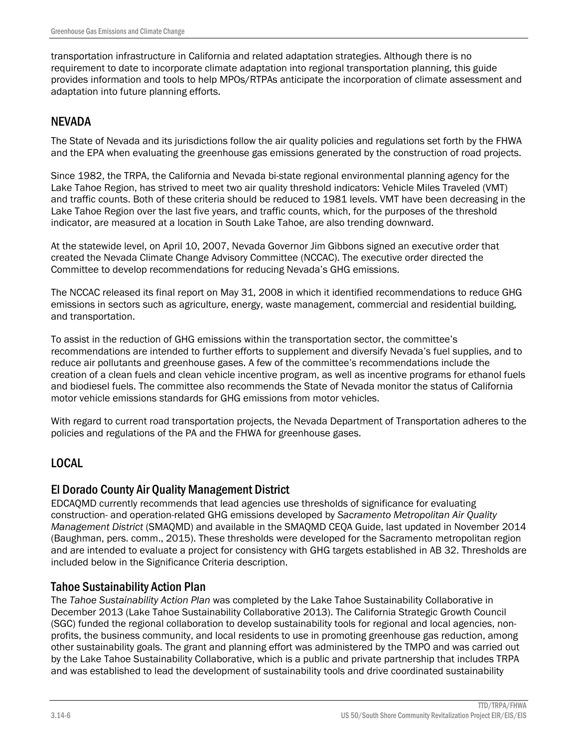transportation infrastructure in California and related adaptation strategies. Although there is no requirement to date to incorporate climate adaptation into regional transportation planning, this guide provides information and tools to help MPOs/RTPAs anticipate the incorporation of climate assessment and adaptation into future planning efforts.

## NEVADA

The State of Nevada and its jurisdictions follow the air quality policies and regulations set forth by the FHWA and the EPA when evaluating the greenhouse gas emissions generated by the construction of road projects.

Since 1982, the TRPA, the California and Nevada bi-state regional environmental planning agency for the Lake Tahoe Region, has strived to meet two air quality threshold indicators: Vehicle Miles Traveled (VMT) and traffic counts. Both of these criteria should be reduced to 1981 levels. VMT have been decreasing in the Lake Tahoe Region over the last five years, and traffic counts, which, for the purposes of the threshold indicator, are measured at a location in South Lake Tahoe, are also trending downward.

At the statewide level, on April 10, 2007, Nevada Governor Jim Gibbons signed an executive order that created the Nevada Climate Change Advisory Committee (NCCAC). The executive order directed the Committee to develop recommendations for reducing Nevada's GHG emissions.

The NCCAC released its final report on May 31, 2008 in which it identified recommendations to reduce GHG emissions in sectors such as agriculture, energy, waste management, commercial and residential building, and transportation.

To assist in the reduction of GHG emissions within the transportation sector, the committee's recommendations are intended to further efforts to supplement and diversify Nevada's fuel supplies, and to reduce air pollutants and greenhouse gases. A few of the committee's recommendations include the creation of a clean fuels and clean vehicle incentive program, as well as incentive programs for ethanol fuels and biodiesel fuels. The committee also recommends the State of Nevada monitor the status of California motor vehicle emissions standards for GHG emissions from motor vehicles.

With regard to current road transportation projects, the Nevada Department of Transportation adheres to the policies and regulations of the PA and the FHWA for greenhouse gases.

## LOCAL

### El Dorado County Air Quality Management District

EDCAQMD currently recommends that lead agencies use thresholds of significance for evaluating construction- and operation-related GHG emissions developed by *Sacramento Metropolitan Air Quality Management District* (SMAQMD) and available in the SMAQMD CEQA Guide, last updated in November 2014 (Baughman, pers. comm., 2015). These thresholds were developed for the Sacramento metropolitan region and are intended to evaluate a project for consistency with GHG targets established in AB 32. Thresholds are included below in the Significance Criteria description.

### Tahoe Sustainability Action Plan

The *Tahoe Sustainability Action Plan* was completed by the Lake Tahoe Sustainability Collaborative in December 2013 (Lake Tahoe Sustainability Collaborative 2013). The California Strategic Growth Council (SGC) funded the regional collaboration to develop sustainability tools for regional and local agencies, non-profits, the business community, and local residents to use in promoting greenhouse gas reduction, among other sustainability goals. The grant and planning effort was administered by the TMPO and was carried out by the Lake Tahoe Sustainability Collaborative, which is a public and private partnership that includes TRPA and was established to lead the development of sustainability tools and drive coordinated sustainability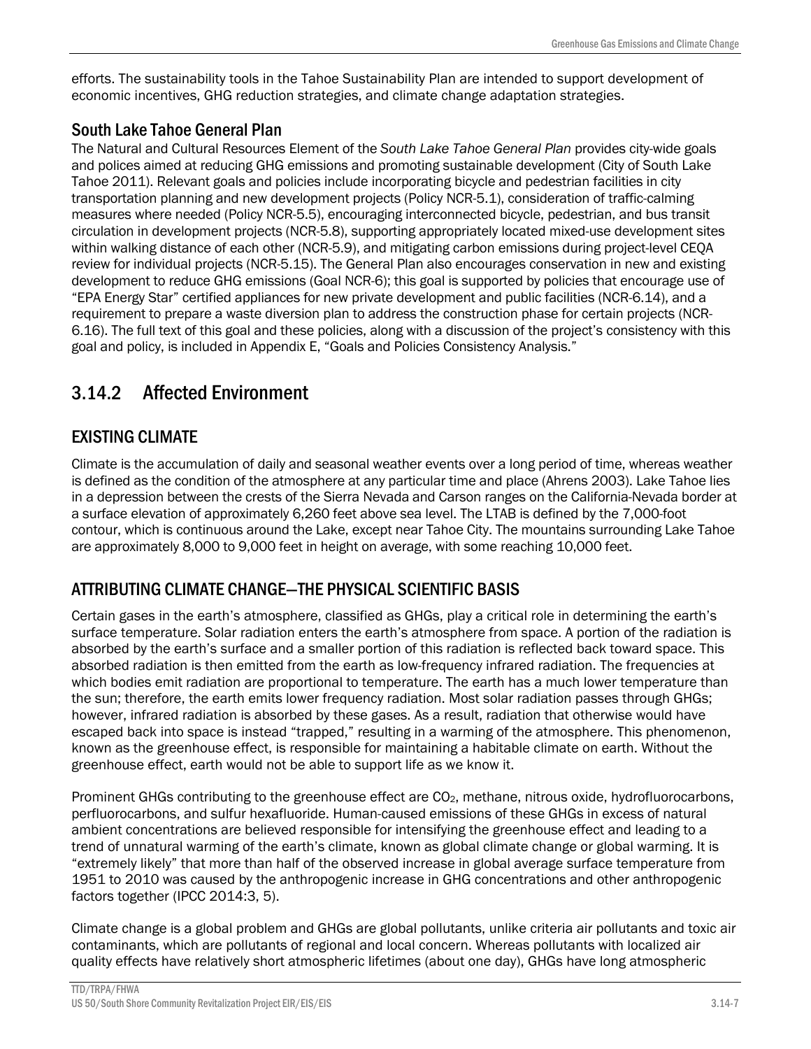efforts. The sustainability tools in the Tahoe Sustainability Plan are intended to support development of economic incentives, GHG reduction strategies, and climate change adaptation strategies.

### South Lake Tahoe General Plan

The Natural and Cultural Resources Element of the *South Lake Tahoe General Plan* provides city-wide goals and polices aimed at reducing GHG emissions and promoting sustainable development (City of South Lake Tahoe 2011). Relevant goals and policies include incorporating bicycle and pedestrian facilities in city transportation planning and new development projects (Policy NCR-5.1), consideration of traffic-calming measures where needed (Policy NCR-5.5), encouraging interconnected bicycle, pedestrian, and bus transit circulation in development projects (NCR-5.8), supporting appropriately located mixed-use development sites within walking distance of each other (NCR-5.9), and mitigating carbon emissions during project-level CEQA review for individual projects (NCR-5.15). The General Plan also encourages conservation in new and existing development to reduce GHG emissions (Goal NCR-6); this goal is supported by policies that encourage use of "EPA Energy Star" certified appliances for new private development and public facilities (NCR-6.14), and a requirement to prepare a waste diversion plan to address the construction phase for certain projects (NCR-6.16). The full text of this goal and these policies, along with a discussion of the project's consistency with this goal and policy, is included in Appendix E, "Goals and Policies Consistency Analysis."

## 3.14.2 Affected Environment

### EXISTING CLIMATE

Climate is the accumulation of daily and seasonal weather events over a long period of time, whereas weather is defined as the condition of the atmosphere at any particular time and place (Ahrens 2003). Lake Tahoe lies in a depression between the crests of the Sierra Nevada and Carson ranges on the California-Nevada border at a surface elevation of approximately 6,260 feet above sea level. The LTAB is defined by the 7,000-foot contour, which is continuous around the Lake, except near Tahoe City. The mountains surrounding Lake Tahoe are approximately 8,000 to 9,000 feet in height on average, with some reaching 10,000 feet.

### ATTRIBUTING CLIMATE CHANGE—THE PHYSICAL SCIENTIFIC BASIS

Certain gases in the earth's atmosphere, classified as GHGs, play a critical role in determining the earth's surface temperature. Solar radiation enters the earth's atmosphere from space. A portion of the radiation is absorbed by the earth's surface and a smaller portion of this radiation is reflected back toward space. This absorbed radiation is then emitted from the earth as low-frequency infrared radiation. The frequencies at which bodies emit radiation are proportional to temperature. The earth has a much lower temperature than the sun; therefore, the earth emits lower frequency radiation. Most solar radiation passes through GHGs; however, infrared radiation is absorbed by these gases. As a result, radiation that otherwise would have escaped back into space is instead "trapped," resulting in a warming of the atmosphere. This phenomenon, known as the greenhouse effect, is responsible for maintaining a habitable climate on earth. Without the greenhouse effect, earth would not be able to support life as we know it.

Prominent GHGs contributing to the greenhouse effect are $CO_2$, methane, nitrous oxide, hydrofluorocarbons, perfluorocarbons, and sulfur hexafluoride. Human-caused emissions of these GHGs in excess of natural ambient concentrations are believed responsible for intensifying the greenhouse effect and leading to a trend of unnatural warming of the earth's climate, known as global climate change or global warming. It is "extremely likely" that more than half of the observed increase in global average surface temperature from 1951 to 2010 was caused by the anthropogenic increase in GHG concentrations and other anthropogenic factors together (IPCC 2014:3, 5).

Climate change is a global problem and GHGs are global pollutants, unlike criteria air pollutants and toxic air contaminants, which are pollutants of regional and local concern. Whereas pollutants with localized air quality effects have relatively short atmospheric lifetimes (about one day), GHGs have long atmospheric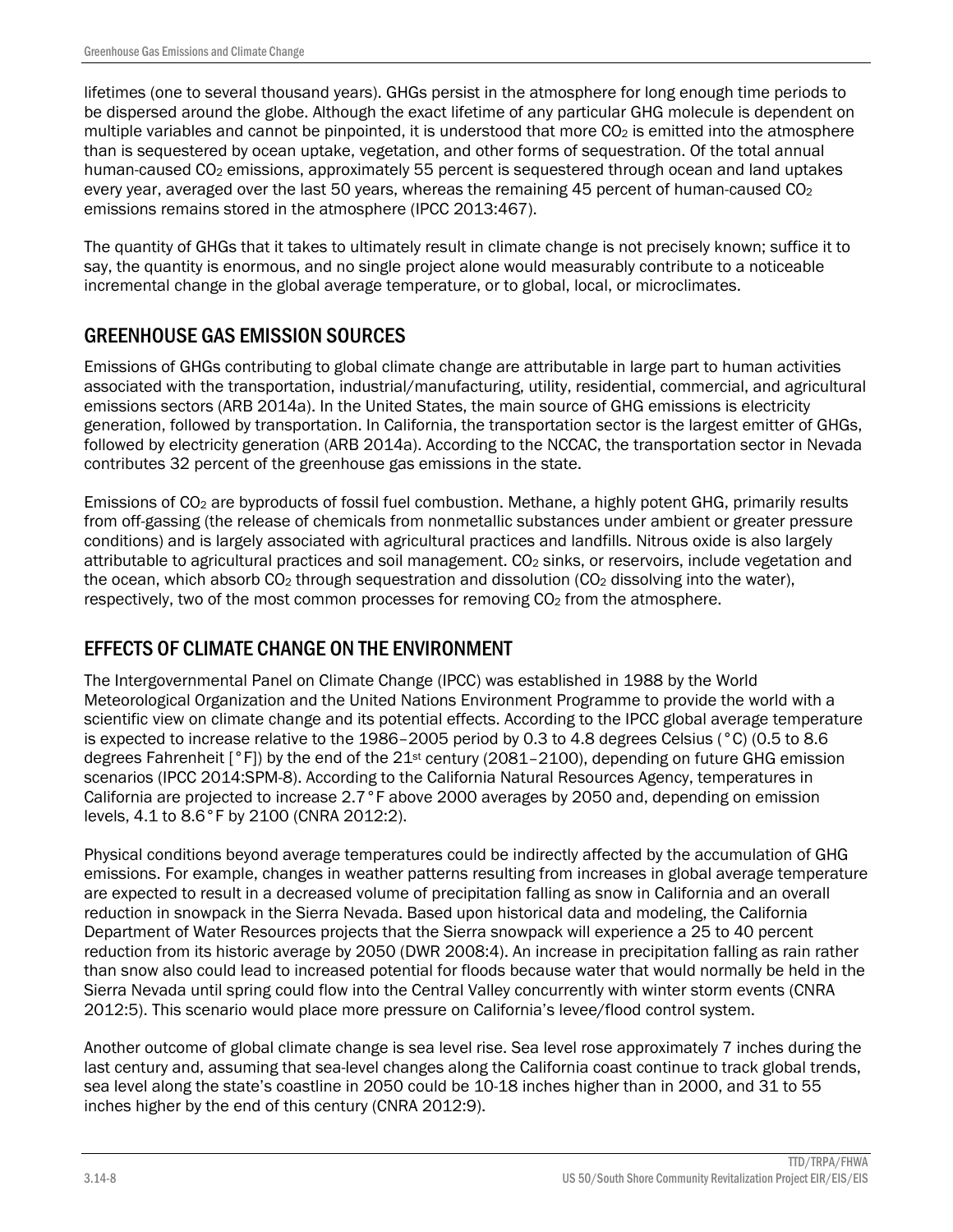lifetimes (one to several thousand years). GHGs persist in the atmosphere for long enough time periods to be dispersed around the globe. Although the exact lifetime of any particular GHG molecule is dependent on multiple variables and cannot be pinpointed, it is understood that more $CO_2$ is emitted into the atmosphere than is sequestered by ocean uptake, vegetation, and other forms of sequestration. Of the total annual human-caused $CO_2$ emissions, approximately 55 percent is sequestered through ocean and land uptakes every year, averaged over the last 50 years, whereas the remaining 45 percent of human-caused $CO_2$ emissions remains stored in the atmosphere (IPCC 2013:467).

The quantity of GHGs that it takes to ultimately result in climate change is not precisely known; suffice it to say, the quantity is enormous, and no single project alone would measurably contribute to a noticeable incremental change in the global average temperature, or to global, local, or microclimates.

## GREENHOUSE GAS EMISSION SOURCES

Emissions of GHGs contributing to global climate change are attributable in large part to human activities associated with the transportation, industrial/manufacturing, utility, residential, commercial, and agricultural emissions sectors (ARB 2014a). In the United States, the main source of GHG emissions is electricity generation, followed by transportation. In California, the transportation sector is the largest emitter of GHGs, followed by electricity generation (ARB 2014a). According to the NCCAC, the transportation sector in Nevada contributes 32 percent of the greenhouse gas emissions in the state.

Emissions of $CO_2$ are byproducts of fossil fuel combustion. Methane, a highly potent GHG, primarily results from off-gassing (the release of chemicals from nonmetallic substances under ambient or greater pressure conditions) and is largely associated with agricultural practices and landfills. Nitrous oxide is also largely attributable to agricultural practices and soil management. $CO_2$ sinks, or reservoirs, include vegetation and the ocean, which absorb $CO_2$ through sequestration and dissolution ($CO_2$ dissolving into the water), respectively, two of the most common processes for removing $CO_2$ from the atmosphere.

## EFFECTS OF CLIMATE CHANGE ON THE ENVIRONMENT

The Intergovernmental Panel on Climate Change (IPCC) was established in 1988 by the World Meteorological Organization and the United Nations Environment Programme to provide the world with a scientific view on climate change and its potential effects. According to the IPCC global average temperature is expected to increase relative to the 1986–2005 period by 0.3 to 4.8 degrees Celsius (°C) (0.5 to 8.6 degrees Fahrenheit [°F]) by the end of the 21st century (2081–2100), depending on future GHG emission scenarios (IPCC 2014:SPM-8). According to the California Natural Resources Agency, temperatures in California are projected to increase 2.7°F above 2000 averages by 2050 and, depending on emission levels, 4.1 to 8.6°F by 2100 (CNRA 2012:2).

Physical conditions beyond average temperatures could be indirectly affected by the accumulation of GHG emissions. For example, changes in weather patterns resulting from increases in global average temperature are expected to result in a decreased volume of precipitation falling as snow in California and an overall reduction in snowpack in the Sierra Nevada. Based upon historical data and modeling, the California Department of Water Resources projects that the Sierra snowpack will experience a 25 to 40 percent reduction from its historic average by 2050 (DWR 2008:4). An increase in precipitation falling as rain rather than snow also could lead to increased potential for floods because water that would normally be held in the Sierra Nevada until spring could flow into the Central Valley concurrently with winter storm events (CNRA 2012:5). This scenario would place more pressure on California's levee/flood control system.

Another outcome of global climate change is sea level rise. Sea level rose approximately 7 inches during the last century and, assuming that sea-level changes along the California coast continue to track global trends, sea level along the state's coastline in 2050 could be 10-18 inches higher than in 2000, and 31 to 55 inches higher by the end of this century (CNRA 2012:9).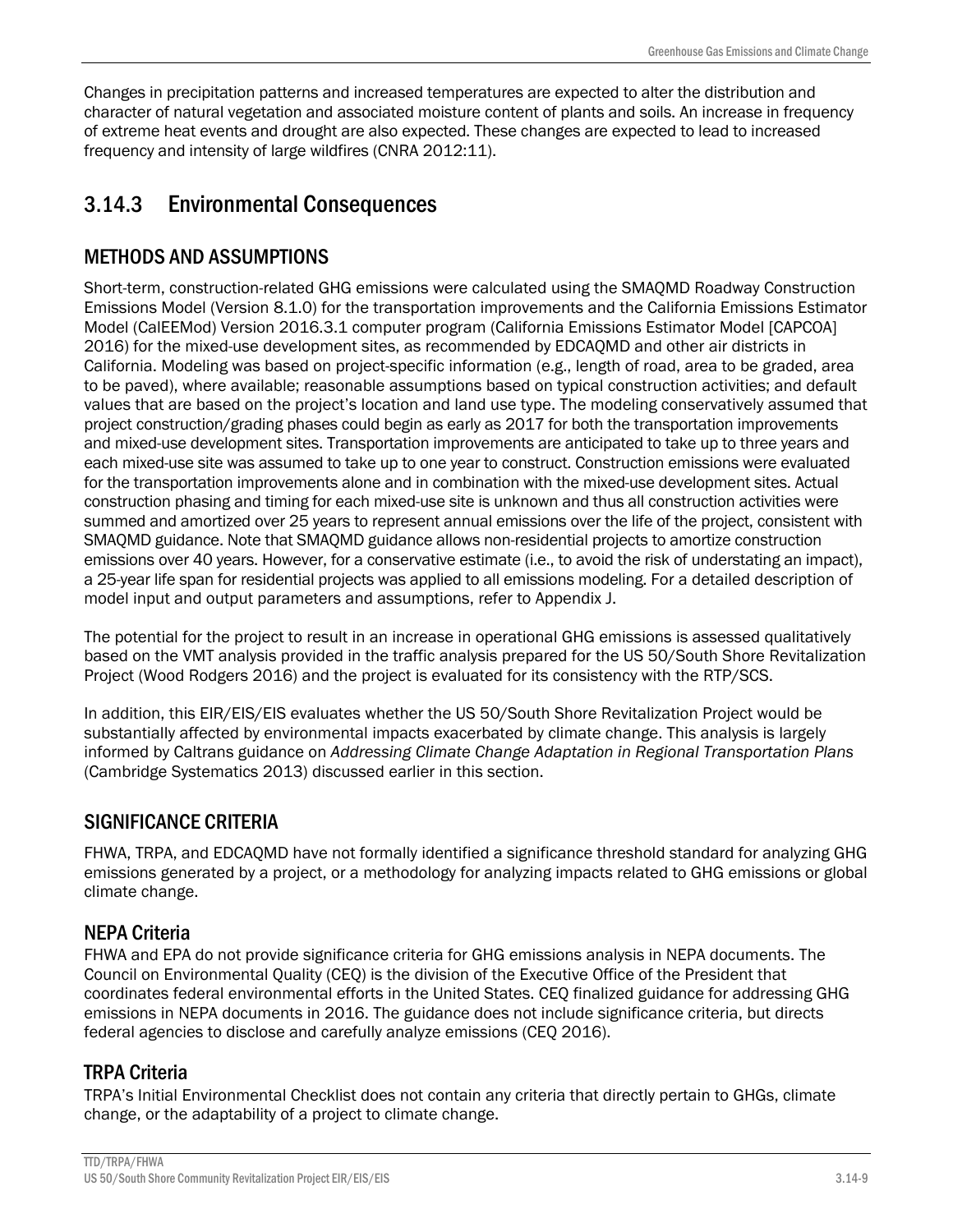Changes in precipitation patterns and increased temperatures are expected to alter the distribution and character of natural vegetation and associated moisture content of plants and soils. An increase in frequency of extreme heat events and drought are also expected. These changes are expected to lead to increased frequency and intensity of large wildfires (CNRA 2012:11).

## 3.14.3 Environmental Consequences

### METHODS AND ASSUMPTIONS

Short-term, construction-related GHG emissions were calculated using the SMAQMD Roadway Construction Emissions Model (Version 8.1.0) for the transportation improvements and the California Emissions Estimator Model (CalEEMod) Version 2016.3.1 computer program (California Emissions Estimator Model [CAPCOA] 2016) for the mixed-use development sites, as recommended by EDCAQMD and other air districts in California. Modeling was based on project-specific information (e.g., length of road, area to be graded, area to be paved), where available; reasonable assumptions based on typical construction activities; and default values that are based on the project's location and land use type. The modeling conservatively assumed that project construction/grading phases could begin as early as 2017 for both the transportation improvements and mixed-use development sites. Transportation improvements are anticipated to take up to three years and each mixed-use site was assumed to take up to one year to construct. Construction emissions were evaluated for the transportation improvements alone and in combination with the mixed-use development sites. Actual construction phasing and timing for each mixed-use site is unknown and thus all construction activities were summed and amortized over 25 years to represent annual emissions over the life of the project, consistent with SMAQMD guidance. Note that SMAQMD guidance allows non-residential projects to amortize construction emissions over 40 years. However, for a conservative estimate (i.e., to avoid the risk of understating an impact), a 25-year life span for residential projects was applied to all emissions modeling. For a detailed description of model input and output parameters and assumptions, refer to Appendix J.

The potential for the project to result in an increase in operational GHG emissions is assessed qualitatively based on the VMT analysis provided in the traffic analysis prepared for the US 50/South Shore Revitalization Project (Wood Rodgers 2016) and the project is evaluated for its consistency with the RTP/SCS.

In addition, this EIR/EIS/EIS evaluates whether the US 50/South Shore Revitalization Project would be substantially affected by environmental impacts exacerbated by climate change. This analysis is largely informed by Caltrans guidance on *Addressing Climate Change Adaptation in Regional Transportation Plans* (Cambridge Systematics 2013) discussed earlier in this section.

### SIGNIFICANCE CRITERIA

FHWA, TRPA, and EDCAQMD have not formally identified a significance threshold standard for analyzing GHG emissions generated by a project, or a methodology for analyzing impacts related to GHG emissions or global climate change.

#### NEPA Criteria

FHWA and EPA do not provide significance criteria for GHG emissions analysis in NEPA documents. The Council on Environmental Quality (CEQ) is the division of the Executive Office of the President that coordinates federal environmental efforts in the United States. CEQ finalized guidance for addressing GHG emissions in NEPA documents in 2016. The guidance does not include significance criteria, but directs federal agencies to disclose and carefully analyze emissions (CEQ 2016).

#### TRPA Criteria

TRPA's Initial Environmental Checklist does not contain any criteria that directly pertain to GHGs, climate change, or the adaptability of a project to climate change.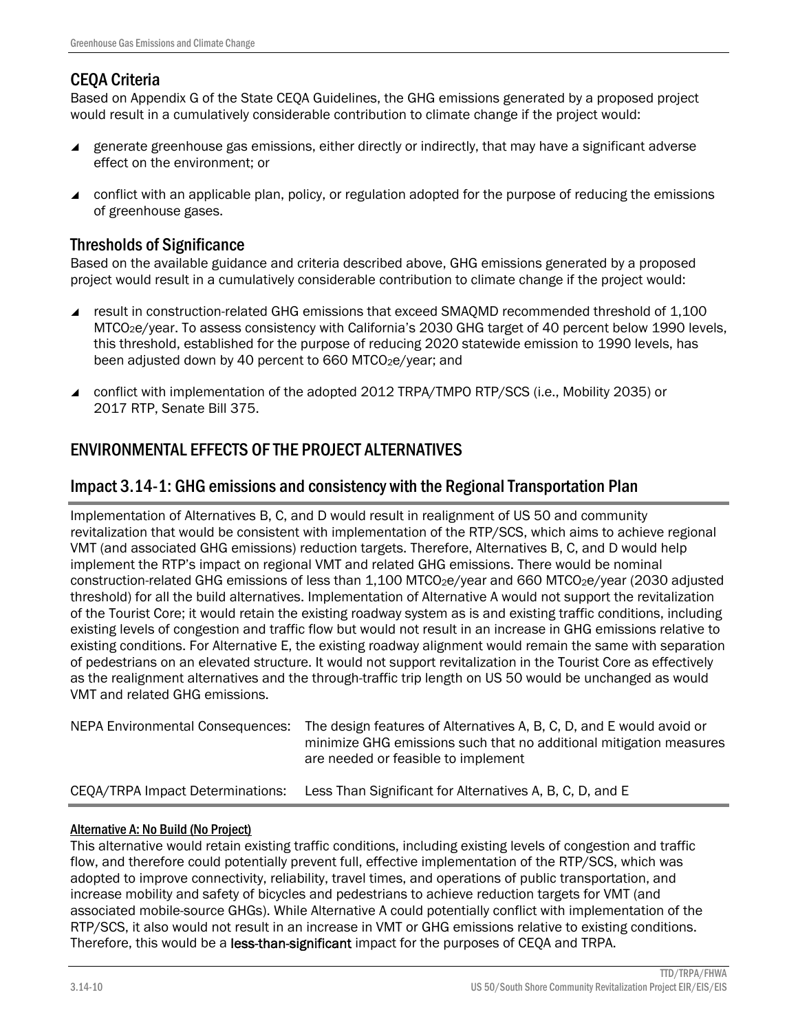## CEQA Criteria

Based on Appendix G of the State CEQA Guidelines, the GHG emissions generated by a proposed project would result in a cumulatively considerable contribution to climate change if the project would:

- generate greenhouse gas emissions, either directly or indirectly, that may have a significant adverse effect on the environment; or
- conflict with an applicable plan, policy, or regulation adopted for the purpose of reducing the emissions of greenhouse gases.

## Thresholds of Significance

Based on the available guidance and criteria described above, GHG emissions generated by a proposed project would result in a cumulatively considerable contribution to climate change if the project would:

- result in construction-related GHG emissions that exceed SMAQMD recommended threshold of 1,100 $MTCO_2e$/year. To assess consistency with California's 2030 GHG target of 40 percent below 1990 levels, this threshold, established for the purpose of reducing 2020 statewide emission to 1990 levels, has been adjusted down by 40 percent to 660 $MTCO_2e$/year; and
- conflict with implementation of the adopted 2012 TRPA/TMPO RTP/SCS (i.e., Mobility 2035) or 2017 RTP, Senate Bill 375.

# ENVIRONMENTAL EFFECTS OF THE PROJECT ALTERNATIVES

## Impact 3.14-1: GHG emissions and consistency with the Regional Transportation Plan

Implementation of Alternatives B, C, and D would result in realignment of US 50 and community revitalization that would be consistent with implementation of the RTP/SCS, which aims to achieve regional VMT (and associated GHG emissions) reduction targets. Therefore, Alternatives B, C, and D would help implement the RTP's impact on regional VMT and related GHG emissions. There would be nominal construction-related GHG emissions of less than 1,100 $MTCO_2e$/year and 660 $MTCO_2e$/year (2030 adjusted threshold) for all the build alternatives. Implementation of Alternative A would not support the revitalization of the Tourist Core; it would retain the existing roadway system as is and existing traffic conditions, including existing levels of congestion and traffic flow but would not result in an increase in GHG emissions relative to existing conditions. For Alternative E, the existing roadway alignment would remain the same with separation of pedestrians on an elevated structure. It would not support revitalization in the Tourist Core as effectively as the realignment alternatives and the through-traffic trip length on US 50 would be unchanged as would VMT and related GHG emissions.

| | |
|---|---|
| NEPA Environmental Consequences: | The design features of Alternatives A, B, C, D, and E would avoid or minimize GHG emissions such that no additional mitigation measures are needed or feasible to implement |
| CEQA/TRPA Impact Determinations: | Less Than Significant for Alternatives A, B, C, D, and E |

#### Alternative A: No Build (No Project)

This alternative would retain existing traffic conditions, including existing levels of congestion and traffic flow, and therefore could potentially prevent full, effective implementation of the RTP/SCS, which was adopted to improve connectivity, reliability, travel times, and operations of public transportation, and increase mobility and safety of bicycles and pedestrians to achieve reduction targets for VMT (and associated mobile-source GHGs). While Alternative A could potentially conflict with implementation of the RTP/SCS, it also would not result in an increase in VMT or GHG emissions relative to existing conditions. Therefore, this would be a **less-than-significant** impact for the purposes of CEQA and TRPA.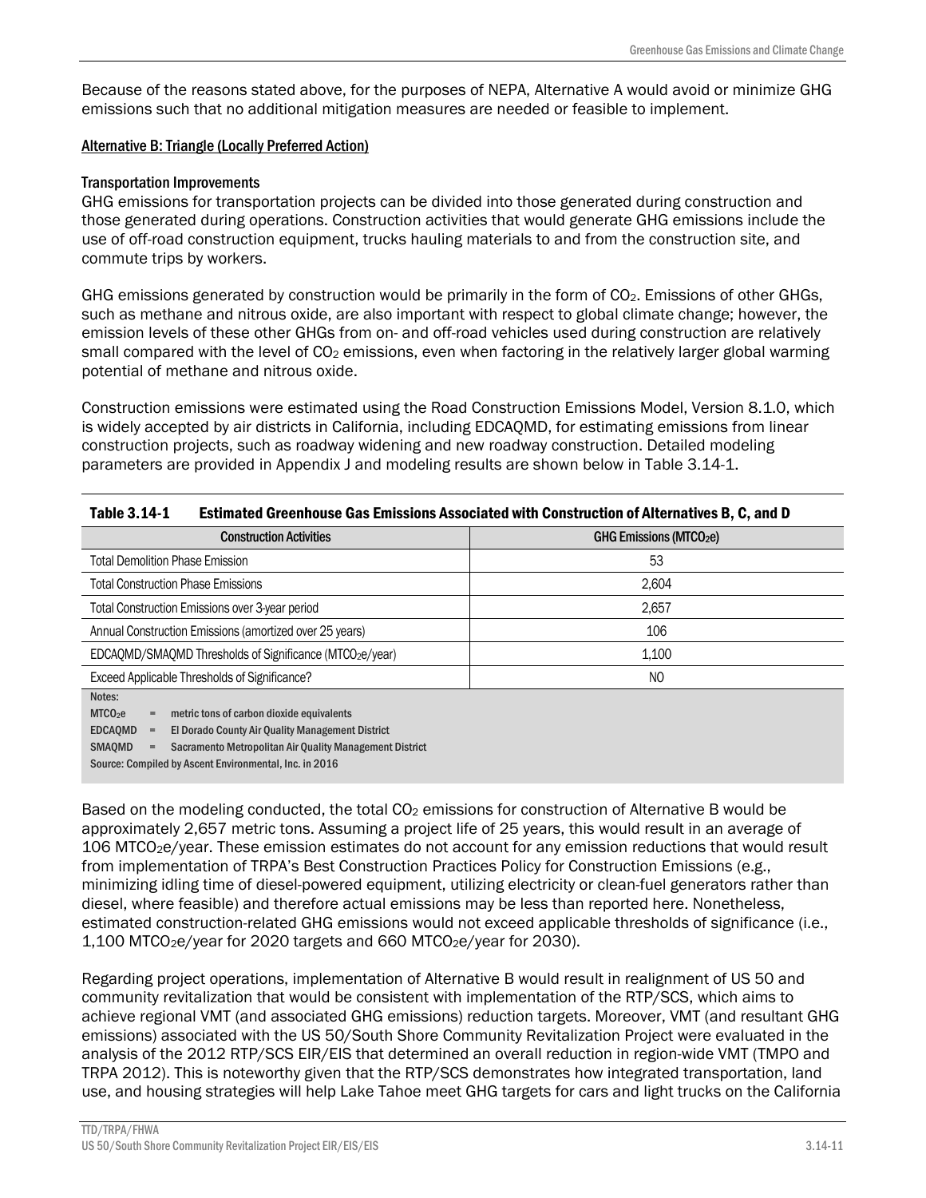Because of the reasons stated above, for the purposes of NEPA, Alternative A would avoid or minimize GHG emissions such that no additional mitigation measures are needed or feasible to implement.

#### Alternative B: Triangle (Locally Preferred Action)

##### Transportation Improvements

GHG emissions for transportation projects can be divided into those generated during construction and those generated during operations. Construction activities that would generate GHG emissions include the use of off-road construction equipment, trucks hauling materials to and from the construction site, and commute trips by workers.

GHG emissions generated by construction would be primarily in the form of $CO_2$. Emissions of other GHGs, such as methane and nitrous oxide, are also important with respect to global climate change; however, the emission levels of these other GHGs from on- and off-road vehicles used during construction are relatively small compared with the level of $CO_2$ emissions, even when factoring in the relatively larger global warming potential of methane and nitrous oxide.

Construction emissions were estimated using the Road Construction Emissions Model, Version 8.1.0, which is widely accepted by air districts in California, including EDCAQMD, for estimating emissions from linear construction projects, such as roadway widening and new roadway construction. Detailed modeling parameters are provided in Appendix J and modeling results are shown below in Table 3.14-1.

**Table 3.14-1 Estimated Greenhouse Gas Emissions Associated with Construction of Alternatives B, C, and D**

| Construction Activities | GHG Emissions (MTCO$_2$e) |
|---|---|
| Total Demolition Phase Emission | 53 |
| Total Construction Phase Emissions | 2,604 |
| Total Construction Emissions over 3-year period | 2,657 |
| Annual Construction Emissions (amortized over 25 years) | 106 |
| EDCAQMD/SMAQMD Thresholds of Significance (MTCO$_2$e/year) | 1,100 |
| Exceed Applicable Thresholds of Significance? | NO |

Notes:
MTCO$_2$e = metric tons of carbon dioxide equivalents
EDCAQMD = El Dorado County Air Quality Management District
SMAQMD = Sacramento Metropolitan Air Quality Management District
Source: Compiled by Ascent Environmental, Inc. in 2016

Based on the modeling conducted, the total $CO_2$ emissions for construction of Alternative B would be approximately 2,657 metric tons. Assuming a project life of 25 years, this would result in an average of 106 MTCO$_2$e/year. These emission estimates do not account for any emission reductions that would result from implementation of TRPA's Best Construction Practices Policy for Construction Emissions (e.g., minimizing idling time of diesel-powered equipment, utilizing electricity or clean-fuel generators rather than diesel, where feasible) and therefore actual emissions may be less than reported here. Nonetheless, estimated construction-related GHG emissions would not exceed applicable thresholds of significance (i.e., 1,100 MTCO$_2$e/year for 2020 targets and 660 MTCO$_2$e/year for 2030).

Regarding project operations, implementation of Alternative B would result in realignment of US 50 and community revitalization that would be consistent with implementation of the RTP/SCS, which aims to achieve regional VMT (and associated GHG emissions) reduction targets. Moreover, VMT (and resultant GHG emissions) associated with the US 50/South Shore Community Revitalization Project were evaluated in the analysis of the 2012 RTP/SCS EIR/EIS that determined an overall reduction in region-wide VMT (TMPO and TRPA 2012). This is noteworthy given that the RTP/SCS demonstrates how integrated transportation, land use, and housing strategies will help Lake Tahoe meet GHG targets for cars and light trucks on the California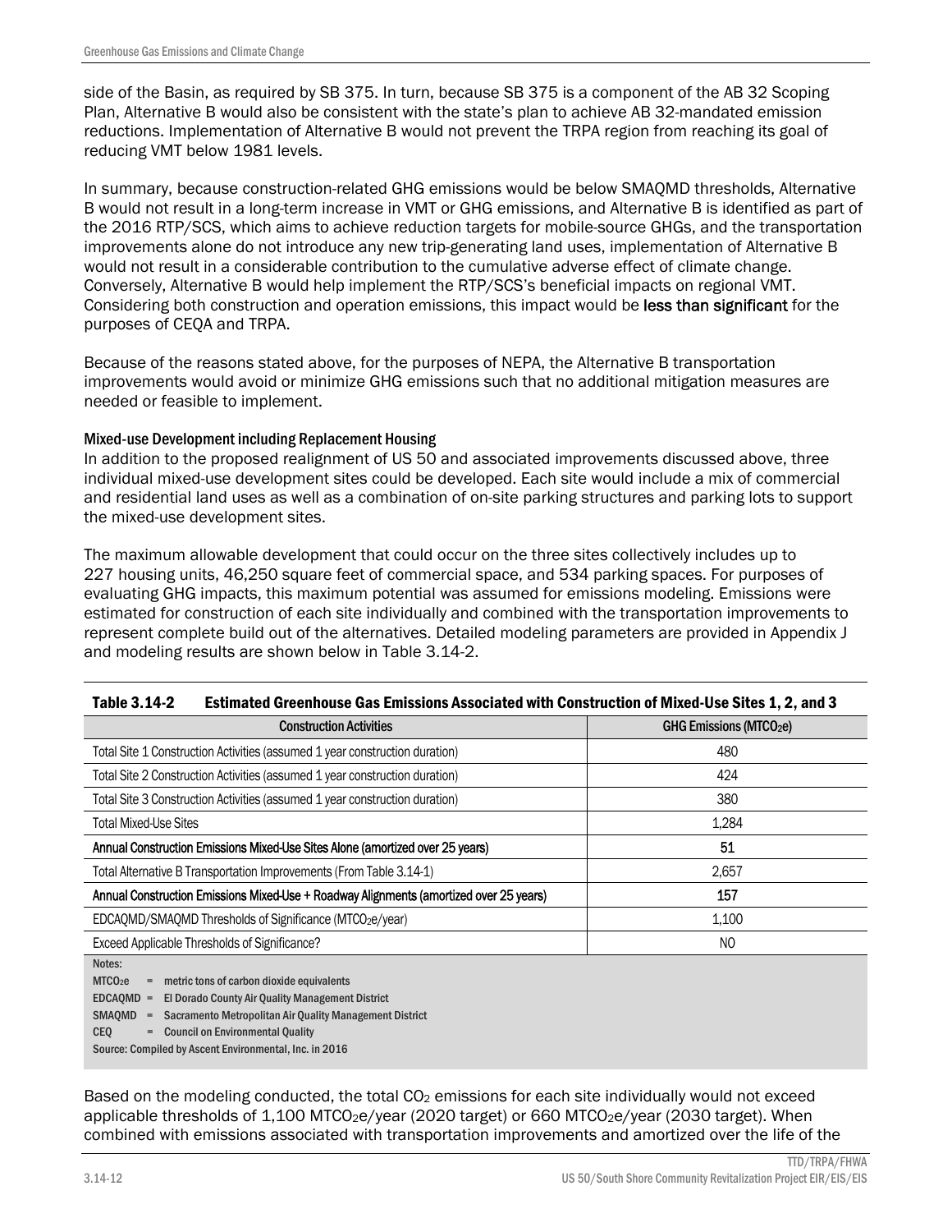side of the Basin, as required by SB 375. In turn, because SB 375 is a component of the AB 32 Scoping Plan, Alternative B would also be consistent with the state's plan to achieve AB 32-mandated emission reductions. Implementation of Alternative B would not prevent the TRPA region from reaching its goal of reducing VMT below 1981 levels.

In summary, because construction-related GHG emissions would be below SMAQMD thresholds, Alternative B would not result in a long-term increase in VMT or GHG emissions, and Alternative B is identified as part of the 2016 RTP/SCS, which aims to achieve reduction targets for mobile-source GHGs, and the transportation improvements alone do not introduce any new trip-generating land uses, implementation of Alternative B would not result in a considerable contribution to the cumulative adverse effect of climate change. Conversely, Alternative B would help implement the RTP/SCS's beneficial impacts on regional VMT. Considering both construction and operation emissions, this impact would be **less than significant** for the purposes of CEQA and TRPA.

Because of the reasons stated above, for the purposes of NEPA, the Alternative B transportation improvements would avoid or minimize GHG emissions such that no additional mitigation measures are needed or feasible to implement.

#### Mixed-use Development including Replacement Housing

In addition to the proposed realignment of US 50 and associated improvements discussed above, three individual mixed-use development sites could be developed. Each site would include a mix of commercial and residential land uses as well as a combination of on-site parking structures and parking lots to support the mixed-use development sites.

The maximum allowable development that could occur on the three sites collectively includes up to 227 housing units, 46,250 square feet of commercial space, and 534 parking spaces. For purposes of evaluating GHG impacts, this maximum potential was assumed for emissions modeling. Emissions were estimated for construction of each site individually and combined with the transportation improvements to represent complete build out of the alternatives. Detailed modeling parameters are provided in Appendix J and modeling results are shown below in Table 3.14-2.

**Table 3.14-2 Estimated Greenhouse Gas Emissions Associated with Construction of Mixed-Use Sites 1, 2, and 3**

| Construction Activities | GHG Emissions (MTCO$_2$e) |
|---|---|
| Total Site 1 Construction Activities (assumed 1 year construction duration) | 480 |
| Total Site 2 Construction Activities (assumed 1 year construction duration) | 424 |
| Total Site 3 Construction Activities (assumed 1 year construction duration) | 380 |
| Total Mixed-Use Sites | 1,284 |
| **Annual Construction Emissions Mixed-Use Sites Alone (amortized over 25 years)** | **51** |
| Total Alternative B Transportation Improvements (From Table 3.14-1) | 2,657 |
| **Annual Construction Emissions Mixed-Use + Roadway Alignments (amortized over 25 years)** | **157** |
| EDCAQMD/SMAQMD Thresholds of Significance (MTCO$_2$e/year) | 1,100 |
| Exceed Applicable Thresholds of Significance? | NO |

Notes:
MTCO$_2$e = metric tons of carbon dioxide equivalents
EDCAQMD = El Dorado County Air Quality Management District
SMAQMD = Sacramento Metropolitan Air Quality Management District
CEQ = Council on Environmental Quality
Source: Compiled by Ascent Environmental, Inc. in 2016

Based on the modeling conducted, the total $CO_2$ emissions for each site individually would not exceed applicable thresholds of 1,100 MTCO$_2$e/year (2020 target) or 660 MTCO$_2$e/year (2030 target). When combined with emissions associated with transportation improvements and amortized over the life of the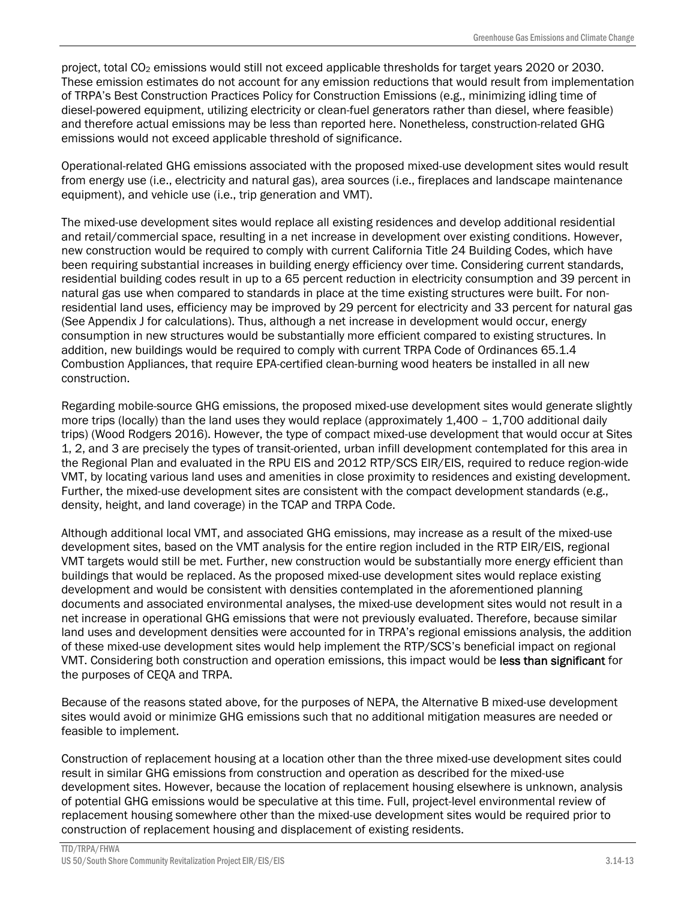project, total $CO_2$ emissions would still not exceed applicable thresholds for target years 2020 or 2030. These emission estimates do not account for any emission reductions that would result from implementation of TRPA's Best Construction Practices Policy for Construction Emissions (e.g., minimizing idling time of diesel-powered equipment, utilizing electricity or clean-fuel generators rather than diesel, where feasible) and therefore actual emissions may be less than reported here. Nonetheless, construction-related GHG emissions would not exceed applicable threshold of significance.

Operational-related GHG emissions associated with the proposed mixed-use development sites would result from energy use (i.e., electricity and natural gas), area sources (i.e., fireplaces and landscape maintenance equipment), and vehicle use (i.e., trip generation and VMT).

The mixed-use development sites would replace all existing residences and develop additional residential and retail/commercial space, resulting in a net increase in development over existing conditions. However, new construction would be required to comply with current California Title 24 Building Codes, which have been requiring substantial increases in building energy efficiency over time. Considering current standards, residential building codes result in up to a 65 percent reduction in electricity consumption and 39 percent in natural gas use when compared to standards in place at the time existing structures were built. For non-residential land uses, efficiency may be improved by 29 percent for electricity and 33 percent for natural gas (See Appendix J for calculations). Thus, although a net increase in development would occur, energy consumption in new structures would be substantially more efficient compared to existing structures. In addition, new buildings would be required to comply with current TRPA Code of Ordinances 65.1.4 Combustion Appliances, that require EPA-certified clean-burning wood heaters be installed in all new construction.

Regarding mobile-source GHG emissions, the proposed mixed-use development sites would generate slightly more trips (locally) than the land uses they would replace (approximately 1,400 – 1,700 additional daily trips) (Wood Rodgers 2016). However, the type of compact mixed-use development that would occur at Sites 1, 2, and 3 are precisely the types of transit-oriented, urban infill development contemplated for this area in the Regional Plan and evaluated in the RPU EIS and 2012 RTP/SCS EIR/EIS, required to reduce region-wide VMT, by locating various land uses and amenities in close proximity to residences and existing development. Further, the mixed-use development sites are consistent with the compact development standards (e.g., density, height, and land coverage) in the TCAP and TRPA Code.

Although additional local VMT, and associated GHG emissions, may increase as a result of the mixed-use development sites, based on the VMT analysis for the entire region included in the RTP EIR/EIS, regional VMT targets would still be met. Further, new construction would be substantially more energy efficient than buildings that would be replaced. As the proposed mixed-use development sites would replace existing development and would be consistent with densities contemplated in the aforementioned planning documents and associated environmental analyses, the mixed-use development sites would not result in a net increase in operational GHG emissions that were not previously evaluated. Therefore, because similar land uses and development densities were accounted for in TRPA's regional emissions analysis, the addition of these mixed-use development sites would help implement the RTP/SCS's beneficial impact on regional VMT. Considering both construction and operation emissions, this impact would be **less than significant** for the purposes of CEQA and TRPA.

Because of the reasons stated above, for the purposes of NEPA, the Alternative B mixed-use development sites would avoid or minimize GHG emissions such that no additional mitigation measures are needed or feasible to implement.

Construction of replacement housing at a location other than the three mixed-use development sites could result in similar GHG emissions from construction and operation as described for the mixed-use development sites. However, because the location of replacement housing elsewhere is unknown, analysis of potential GHG emissions would be speculative at this time. Full, project-level environmental review of replacement housing somewhere other than the mixed-use development sites would be required prior to construction of replacement housing and displacement of existing residents.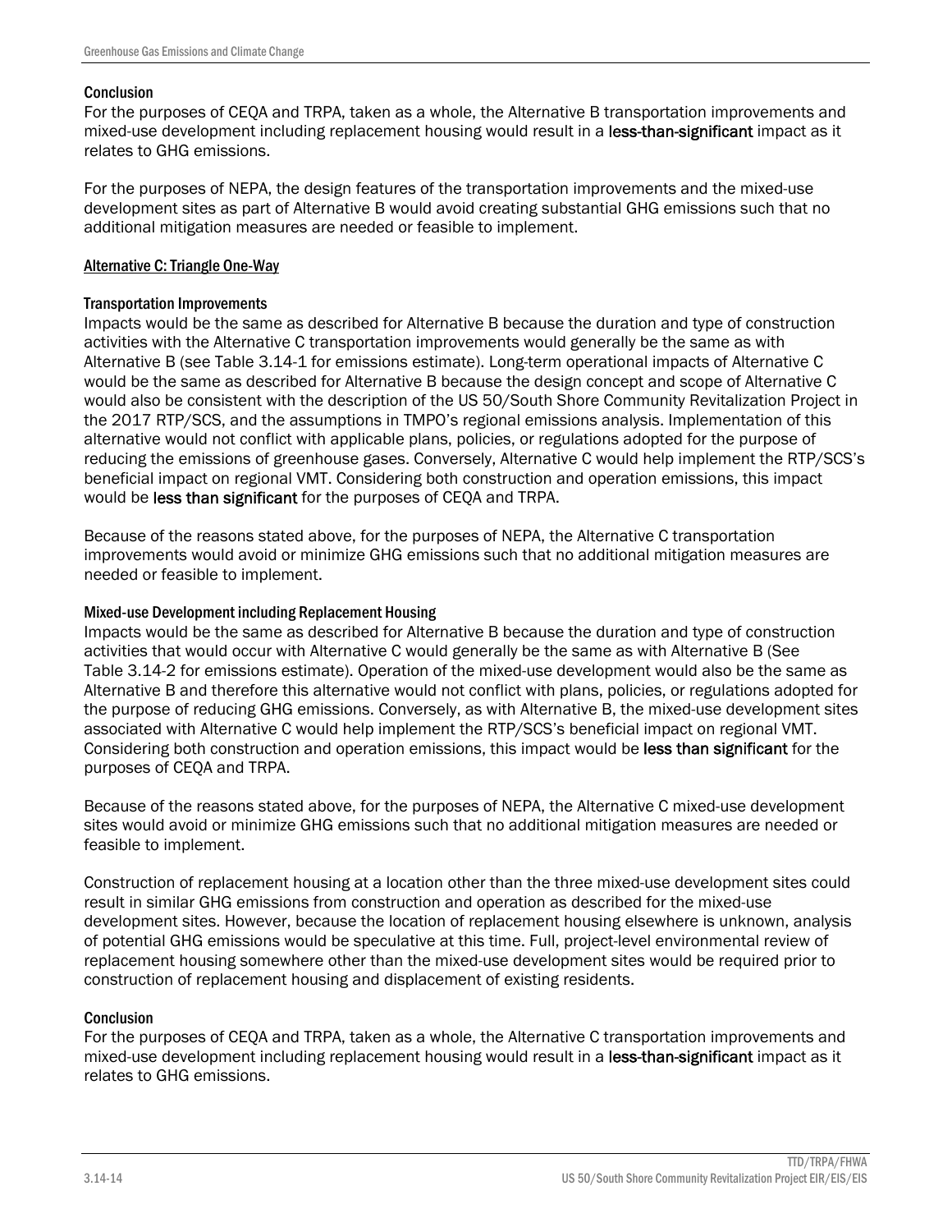#### Conclusion

For the purposes of CEQA and TRPA, taken as a whole, the Alternative B transportation improvements and mixed-use development including replacement housing would result in a **less-than-significant** impact as it relates to GHG emissions.

For the purposes of NEPA, the design features of the transportation improvements and the mixed-use development sites as part of Alternative B would avoid creating substantial GHG emissions such that no additional mitigation measures are needed or feasible to implement.

### Alternative C: Triangle One-Way

#### Transportation Improvements

Impacts would be the same as described for Alternative B because the duration and type of construction activities with the Alternative C transportation improvements would generally be the same as with Alternative B (see Table 3.14-1 for emissions estimate). Long-term operational impacts of Alternative C would be the same as described for Alternative B because the design concept and scope of Alternative C would also be consistent with the description of the US 50/South Shore Community Revitalization Project in the 2017 RTP/SCS, and the assumptions in TMPO's regional emissions analysis. Implementation of this alternative would not conflict with applicable plans, policies, or regulations adopted for the purpose of reducing the emissions of greenhouse gases. Conversely, Alternative C would help implement the RTP/SCS's beneficial impact on regional VMT. Considering both construction and operation emissions, this impact would be **less than significant** for the purposes of CEQA and TRPA.

Because of the reasons stated above, for the purposes of NEPA, the Alternative C transportation improvements would avoid or minimize GHG emissions such that no additional mitigation measures are needed or feasible to implement.

#### Mixed-use Development including Replacement Housing

Impacts would be the same as described for Alternative B because the duration and type of construction activities that would occur with Alternative C would generally be the same as with Alternative B (See Table 3.14-2 for emissions estimate). Operation of the mixed-use development would also be the same as Alternative B and therefore this alternative would not conflict with plans, policies, or regulations adopted for the purpose of reducing GHG emissions. Conversely, as with Alternative B, the mixed-use development sites associated with Alternative C would help implement the RTP/SCS's beneficial impact on regional VMT. Considering both construction and operation emissions, this impact would be **less than significant** for the purposes of CEQA and TRPA.

Because of the reasons stated above, for the purposes of NEPA, the Alternative C mixed-use development sites would avoid or minimize GHG emissions such that no additional mitigation measures are needed or feasible to implement.

Construction of replacement housing at a location other than the three mixed-use development sites could result in similar GHG emissions from construction and operation as described for the mixed-use development sites. However, because the location of replacement housing elsewhere is unknown, analysis of potential GHG emissions would be speculative at this time. Full, project-level environmental review of replacement housing somewhere other than the mixed-use development sites would be required prior to construction of replacement housing and displacement of existing residents.

#### Conclusion

For the purposes of CEQA and TRPA, taken as a whole, the Alternative C transportation improvements and mixed-use development including replacement housing would result in a **less-than-significant** impact as it relates to GHG emissions.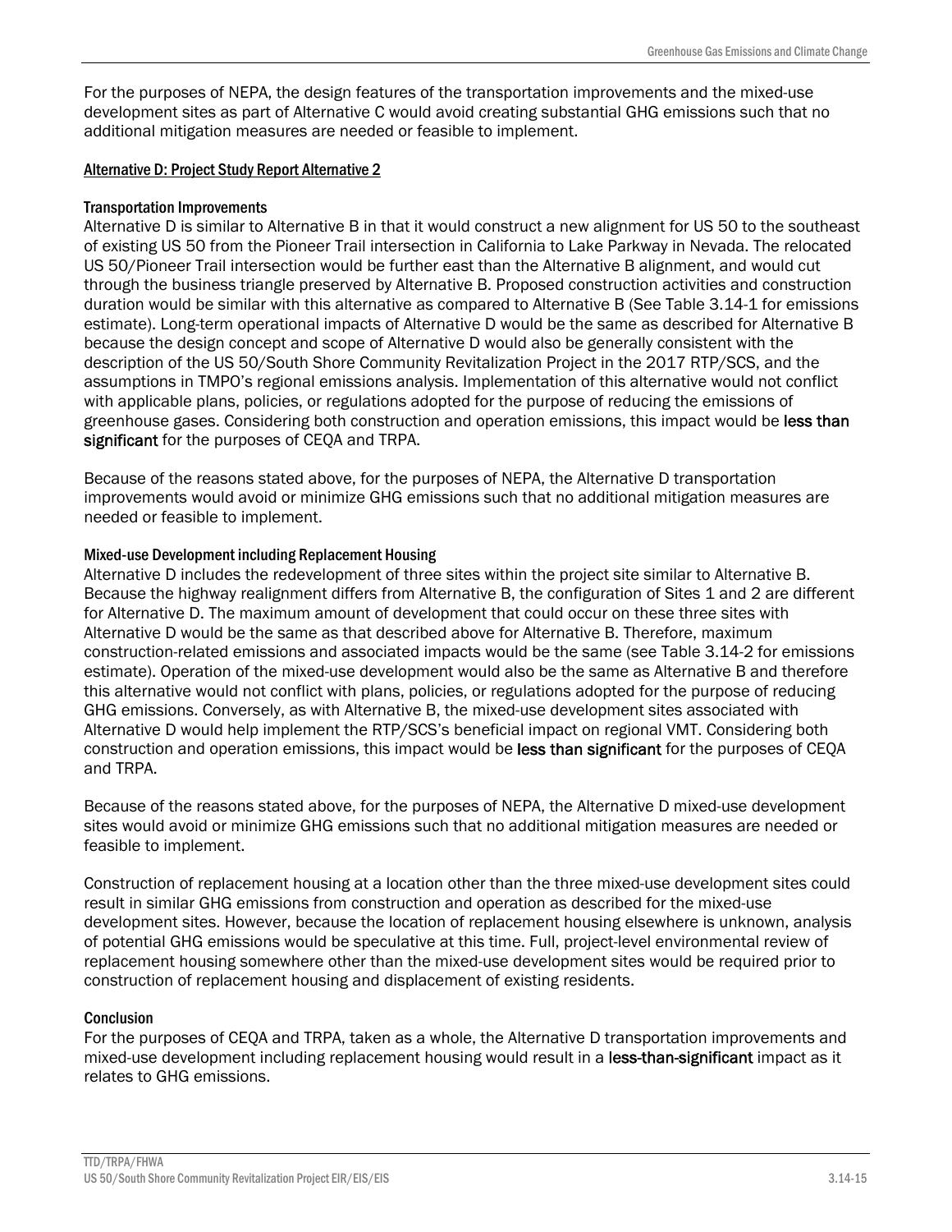For the purposes of NEPA, the design features of the transportation improvements and the mixed-use development sites as part of Alternative C would avoid creating substantial GHG emissions such that no additional mitigation measures are needed or feasible to implement.

#### Alternative D: Project Study Report Alternative 2

##### Transportation Improvements

Alternative D is similar to Alternative B in that it would construct a new alignment for US 50 to the southeast of existing US 50 from the Pioneer Trail intersection in California to Lake Parkway in Nevada. The relocated US 50/Pioneer Trail intersection would be further east than the Alternative B alignment, and would cut through the business triangle preserved by Alternative B. Proposed construction activities and construction duration would be similar with this alternative as compared to Alternative B (See Table 3.14-1 for emissions estimate). Long-term operational impacts of Alternative D would be the same as described for Alternative B because the design concept and scope of Alternative D would also be generally consistent with the description of the US 50/South Shore Community Revitalization Project in the 2017 RTP/SCS, and the assumptions in TMPO's regional emissions analysis. Implementation of this alternative would not conflict with applicable plans, policies, or regulations adopted for the purpose of reducing the emissions of greenhouse gases. Considering both construction and operation emissions, this impact would be **less than significant** for the purposes of CEQA and TRPA.

Because of the reasons stated above, for the purposes of NEPA, the Alternative D transportation improvements would avoid or minimize GHG emissions such that no additional mitigation measures are needed or feasible to implement.

##### Mixed-use Development including Replacement Housing

Alternative D includes the redevelopment of three sites within the project site similar to Alternative B. Because the highway realignment differs from Alternative B, the configuration of Sites 1 and 2 are different for Alternative D. The maximum amount of development that could occur on these three sites with Alternative D would be the same as that described above for Alternative B. Therefore, maximum construction-related emissions and associated impacts would be the same (see Table 3.14-2 for emissions estimate). Operation of the mixed-use development would also be the same as Alternative B and therefore this alternative would not conflict with plans, policies, or regulations adopted for the purpose of reducing GHG emissions. Conversely, as with Alternative B, the mixed-use development sites associated with Alternative D would help implement the RTP/SCS's beneficial impact on regional VMT. Considering both construction and operation emissions, this impact would be **less than significant** for the purposes of CEQA and TRPA.

Because of the reasons stated above, for the purposes of NEPA, the Alternative D mixed-use development sites would avoid or minimize GHG emissions such that no additional mitigation measures are needed or feasible to implement.

Construction of replacement housing at a location other than the three mixed-use development sites could result in similar GHG emissions from construction and operation as described for the mixed-use development sites. However, because the location of replacement housing elsewhere is unknown, analysis of potential GHG emissions would be speculative at this time. Full, project-level environmental review of replacement housing somewhere other than the mixed-use development sites would be required prior to construction of replacement housing and displacement of existing residents.

##### Conclusion

For the purposes of CEQA and TRPA, taken as a whole, the Alternative D transportation improvements and mixed-use development including replacement housing would result in a **less-than-significant** impact as it relates to GHG emissions.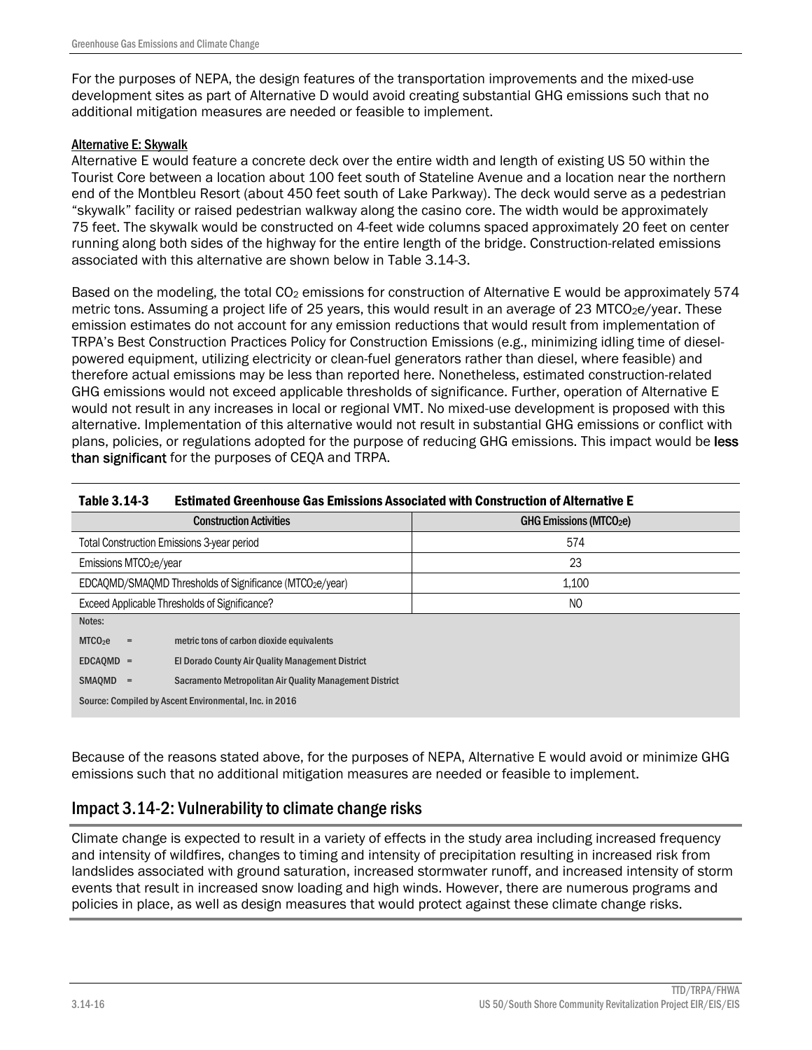For the purposes of NEPA, the design features of the transportation improvements and the mixed-use development sites as part of Alternative D would avoid creating substantial GHG emissions such that no additional mitigation measures are needed or feasible to implement.

#### Alternative E: Skywalk

Alternative E would feature a concrete deck over the entire width and length of existing US 50 within the Tourist Core between a location about 100 feet south of Stateline Avenue and a location near the northern end of the Montbleu Resort (about 450 feet south of Lake Parkway). The deck would serve as a pedestrian "skywalk" facility or raised pedestrian walkway along the casino core. The width would be approximately 75 feet. The skywalk would be constructed on 4-feet wide columns spaced approximately 20 feet on center running along both sides of the highway for the entire length of the bridge. Construction-related emissions associated with this alternative are shown below in Table 3.14-3.

Based on the modeling, the total $CO_2$ emissions for construction of Alternative E would be approximately 574 metric tons. Assuming a project life of 25 years, this would result in an average of 23 $MTCO_2e$/year. These emission estimates do not account for any emission reductions that would result from implementation of TRPA's Best Construction Practices Policy for Construction Emissions (e.g., minimizing idling time of diesel-powered equipment, utilizing electricity or clean-fuel generators rather than diesel, where feasible) and therefore actual emissions may be less than reported here. Nonetheless, estimated construction-related GHG emissions would not exceed applicable thresholds of significance. Further, operation of Alternative E would not result in any increases in local or regional VMT. No mixed-use development is proposed with this alternative. Implementation of this alternative would not result in substantial GHG emissions or conflict with plans, policies, or regulations adopted for the purpose of reducing GHG emissions. This impact would be **less than significant** for the purposes of CEQA and TRPA.

**Table 3.14-3 Estimated Greenhouse Gas Emissions Associated with Construction of Alternative E**

| Construction Activities | GHG Emissions ($MTCO_2e$) |
|---|---|
| Total Construction Emissions 3-year period | 574 |
| Emissions $MTCO_2e$/year | 23 |
| EDCAQMD/SMAQMD Thresholds of Significance ($MTCO_2e$/year) | 1,100 |
| Exceed Applicable Thresholds of Significance? | NO |

Notes:

$MTCO_2e$ = metric tons of carbon dioxide equivalents

EDCAQMD = El Dorado County Air Quality Management District

SMAQMD = Sacramento Metropolitan Air Quality Management District

Source: Compiled by Ascent Environmental, Inc. in 2016

Because of the reasons stated above, for the purposes of NEPA, Alternative E would avoid or minimize GHG emissions such that no additional mitigation measures are needed or feasible to implement.

## Impact 3.14-2: Vulnerability to climate change risks

Climate change is expected to result in a variety of effects in the study area including increased frequency and intensity of wildfires, changes to timing and intensity of precipitation resulting in increased risk from landslides associated with ground saturation, increased stormwater runoff, and increased intensity of storm events that result in increased snow loading and high winds. However, there are numerous programs and policies in place, as well as design measures that would protect against these climate change risks.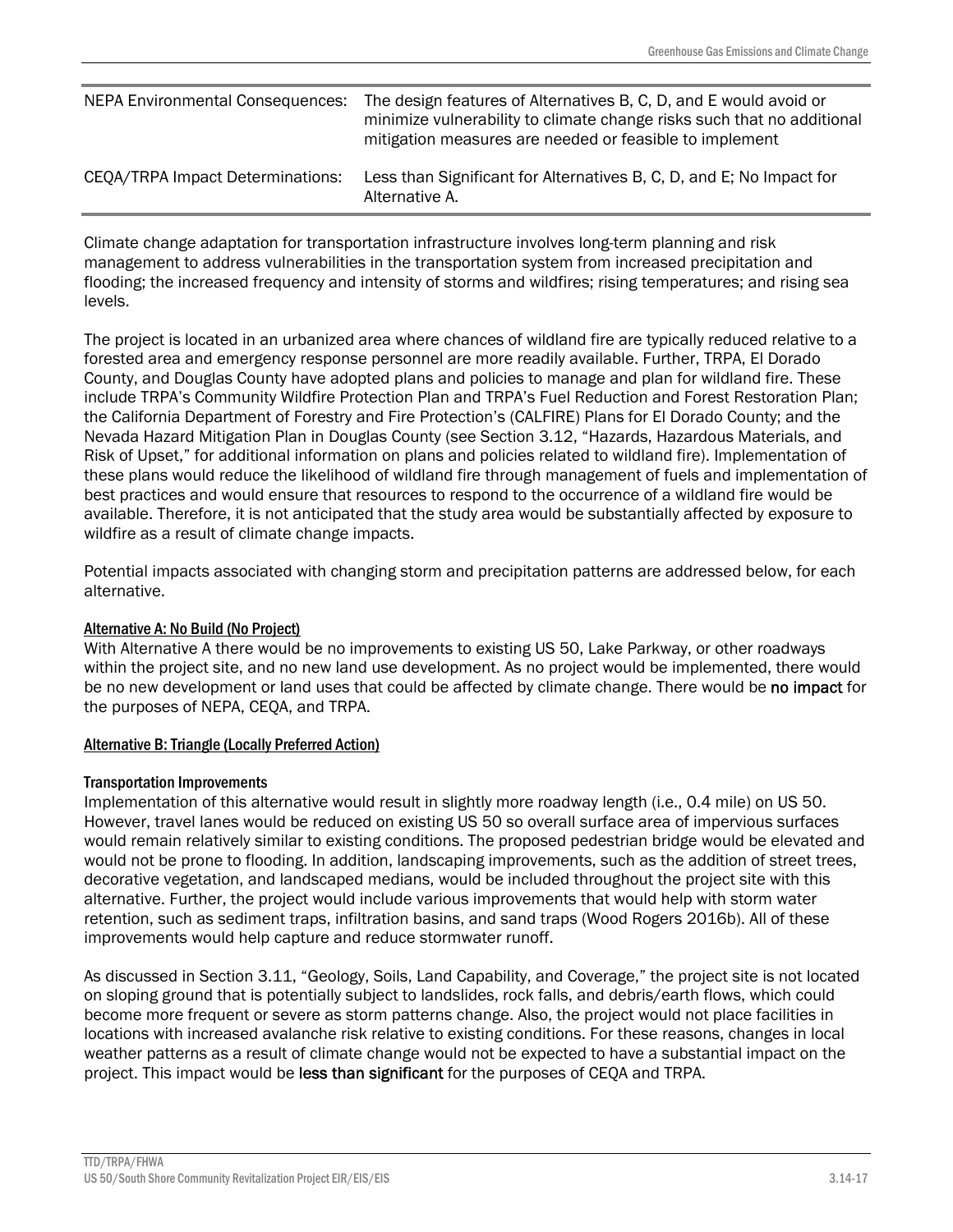| | |
|---|---|
| NEPA Environmental Consequences: | The design features of Alternatives B, C, D, and E would avoid or minimize vulnerability to climate change risks such that no additional mitigation measures are needed or feasible to implement |
| CEQA/TRPA Impact Determinations: | Less than Significant for Alternatives B, C, D, and E; No Impact for Alternative A. |

Climate change adaptation for transportation infrastructure involves long-term planning and risk management to address vulnerabilities in the transportation system from increased precipitation and flooding; the increased frequency and intensity of storms and wildfires; rising temperatures; and rising sea levels.

The project is located in an urbanized area where chances of wildland fire are typically reduced relative to a forested area and emergency response personnel are more readily available. Further, TRPA, El Dorado County, and Douglas County have adopted plans and policies to manage and plan for wildland fire. These include TRPA's Community Wildfire Protection Plan and TRPA's Fuel Reduction and Forest Restoration Plan; the California Department of Forestry and Fire Protection's (CALFIRE) Plans for El Dorado County; and the Nevada Hazard Mitigation Plan in Douglas County (see Section 3.12, "Hazards, Hazardous Materials, and Risk of Upset," for additional information on plans and policies related to wildland fire). Implementation of these plans would reduce the likelihood of wildland fire through management of fuels and implementation of best practices and would ensure that resources to respond to the occurrence of a wildland fire would be available. Therefore, it is not anticipated that the study area would be substantially affected by exposure to wildfire as a result of climate change impacts.

Potential impacts associated with changing storm and precipitation patterns are addressed below, for each alternative.

#### Alternative A: No Build (No Project)

With Alternative A there would be no improvements to existing US 50, Lake Parkway, or other roadways within the project site, and no new land use development. As no project would be implemented, there would be no new development or land uses that could be affected by climate change. There would be **no impact** for the purposes of NEPA, CEQA, and TRPA.

#### Alternative B: Triangle (Locally Preferred Action)

##### Transportation Improvements

Implementation of this alternative would result in slightly more roadway length (i.e., 0.4 mile) on US 50. However, travel lanes would be reduced on existing US 50 so overall surface area of impervious surfaces would remain relatively similar to existing conditions. The proposed pedestrian bridge would be elevated and would not be prone to flooding. In addition, landscaping improvements, such as the addition of street trees, decorative vegetation, and landscaped medians, would be included throughout the project site with this alternative. Further, the project would include various improvements that would help with storm water retention, such as sediment traps, infiltration basins, and sand traps (Wood Rogers 2016b). All of these improvements would help capture and reduce stormwater runoff.

As discussed in Section 3.11, "Geology, Soils, Land Capability, and Coverage," the project site is not located on sloping ground that is potentially subject to landslides, rock falls, and debris/earth flows, which could become more frequent or severe as storm patterns change. Also, the project would not place facilities in locations with increased avalanche risk relative to existing conditions. For these reasons, changes in local weather patterns as a result of climate change would not be expected to have a substantial impact on the project. This impact would be **less than significant** for the purposes of CEQA and TRPA.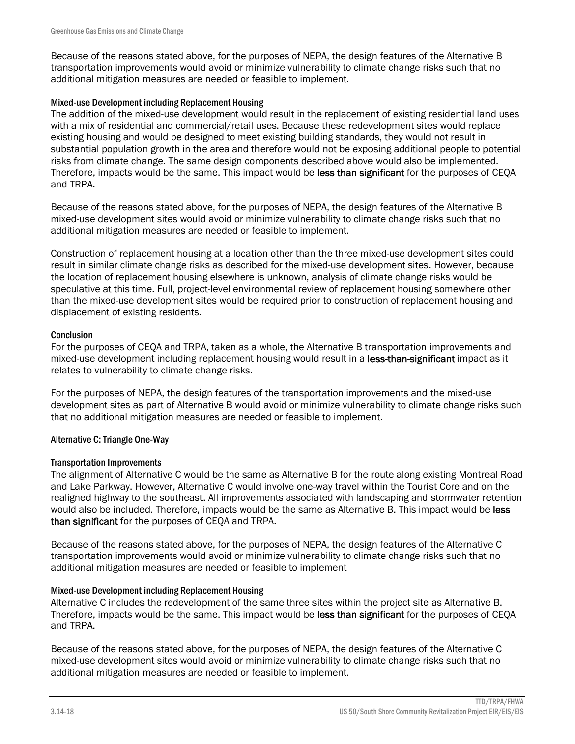Because of the reasons stated above, for the purposes of NEPA, the design features of the Alternative B transportation improvements would avoid or minimize vulnerability to climate change risks such that no additional mitigation measures are needed or feasible to implement.

#### Mixed-use Development including Replacement Housing

The addition of the mixed-use development would result in the replacement of existing residential land uses with a mix of residential and commercial/retail uses. Because these redevelopment sites would replace existing housing and would be designed to meet existing building standards, they would not result in substantial population growth in the area and therefore would not be exposing additional people to potential risks from climate change. The same design components described above would also be implemented. Therefore, impacts would be the same. This impact would be **less than significant** for the purposes of CEQA and TRPA.

Because of the reasons stated above, for the purposes of NEPA, the design features of the Alternative B mixed-use development sites would avoid or minimize vulnerability to climate change risks such that no additional mitigation measures are needed or feasible to implement.

Construction of replacement housing at a location other than the three mixed-use development sites could result in similar climate change risks as described for the mixed-use development sites. However, because the location of replacement housing elsewhere is unknown, analysis of climate change risks would be speculative at this time. Full, project-level environmental review of replacement housing somewhere other than the mixed-use development sites would be required prior to construction of replacement housing and displacement of existing residents.

#### Conclusion

For the purposes of CEQA and TRPA, taken as a whole, the Alternative B transportation improvements and mixed-use development including replacement housing would result in a **less-than-significant** impact as it relates to vulnerability to climate change risks.

For the purposes of NEPA, the design features of the transportation improvements and the mixed-use development sites as part of Alternative B would avoid or minimize vulnerability to climate change risks such that no additional mitigation measures are needed or feasible to implement.

### Alternative C: Triangle One-Way

#### Transportation Improvements

The alignment of Alternative C would be the same as Alternative B for the route along existing Montreal Road and Lake Parkway. However, Alternative C would involve one-way travel within the Tourist Core and on the realigned highway to the southeast. All improvements associated with landscaping and stormwater retention would also be included. Therefore, impacts would be the same as Alternative B. This impact would be **less than significant** for the purposes of CEQA and TRPA.

Because of the reasons stated above, for the purposes of NEPA, the design features of the Alternative C transportation improvements would avoid or minimize vulnerability to climate change risks such that no additional mitigation measures are needed or feasible to implement

#### Mixed-use Development including Replacement Housing

Alternative C includes the redevelopment of the same three sites within the project site as Alternative B. Therefore, impacts would be the same. This impact would be **less than significant** for the purposes of CEQA and TRPA.

Because of the reasons stated above, for the purposes of NEPA, the design features of the Alternative C mixed-use development sites would avoid or minimize vulnerability to climate change risks such that no additional mitigation measures are needed or feasible to implement.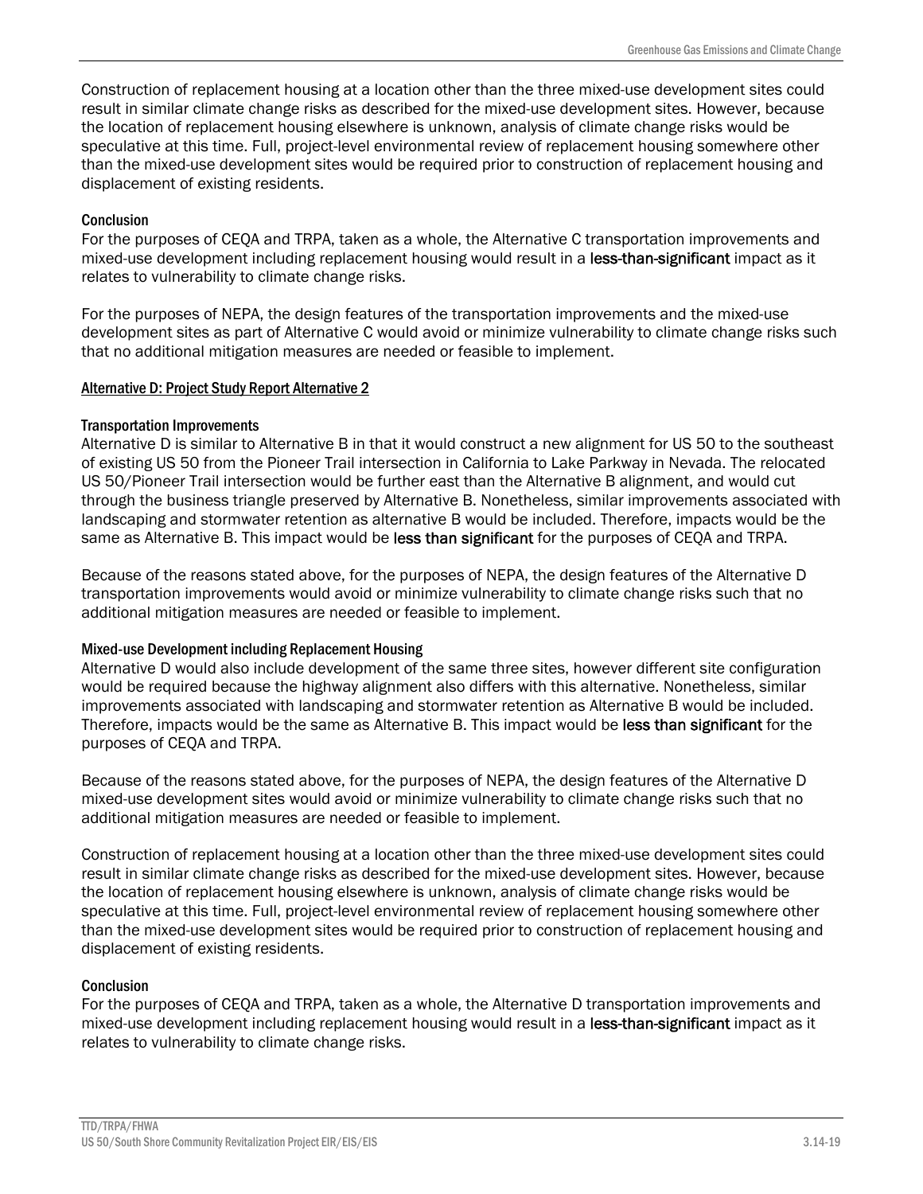Construction of replacement housing at a location other than the three mixed-use development sites could result in similar climate change risks as described for the mixed-use development sites. However, because the location of replacement housing elsewhere is unknown, analysis of climate change risks would be speculative at this time. Full, project-level environmental review of replacement housing somewhere other than the mixed-use development sites would be required prior to construction of replacement housing and displacement of existing residents.

#### Conclusion

For the purposes of CEQA and TRPA, taken as a whole, the Alternative C transportation improvements and mixed-use development including replacement housing would result in a **less-than-significant** impact as it relates to vulnerability to climate change risks.

For the purposes of NEPA, the design features of the transportation improvements and the mixed-use development sites as part of Alternative C would avoid or minimize vulnerability to climate change risks such that no additional mitigation measures are needed or feasible to implement.

### Alternative D: Project Study Report Alternative 2

#### Transportation Improvements

Alternative D is similar to Alternative B in that it would construct a new alignment for US 50 to the southeast of existing US 50 from the Pioneer Trail intersection in California to Lake Parkway in Nevada. The relocated US 50/Pioneer Trail intersection would be further east than the Alternative B alignment, and would cut through the business triangle preserved by Alternative B. Nonetheless, similar improvements associated with landscaping and stormwater retention as alternative B would be included. Therefore, impacts would be the same as Alternative B. This impact would be **less than significant** for the purposes of CEQA and TRPA.

Because of the reasons stated above, for the purposes of NEPA, the design features of the Alternative D transportation improvements would avoid or minimize vulnerability to climate change risks such that no additional mitigation measures are needed or feasible to implement.

#### Mixed-use Development including Replacement Housing

Alternative D would also include development of the same three sites, however different site configuration would be required because the highway alignment also differs with this alternative. Nonetheless, similar improvements associated with landscaping and stormwater retention as Alternative B would be included. Therefore, impacts would be the same as Alternative B. This impact would be **less than significant** for the purposes of CEQA and TRPA.

Because of the reasons stated above, for the purposes of NEPA, the design features of the Alternative D mixed-use development sites would avoid or minimize vulnerability to climate change risks such that no additional mitigation measures are needed or feasible to implement.

Construction of replacement housing at a location other than the three mixed-use development sites could result in similar climate change risks as described for the mixed-use development sites. However, because the location of replacement housing elsewhere is unknown, analysis of climate change risks would be speculative at this time. Full, project-level environmental review of replacement housing somewhere other than the mixed-use development sites would be required prior to construction of replacement housing and displacement of existing residents.

#### Conclusion

For the purposes of CEQA and TRPA, taken as a whole, the Alternative D transportation improvements and mixed-use development including replacement housing would result in a **less-than-significant** impact as it relates to vulnerability to climate change risks.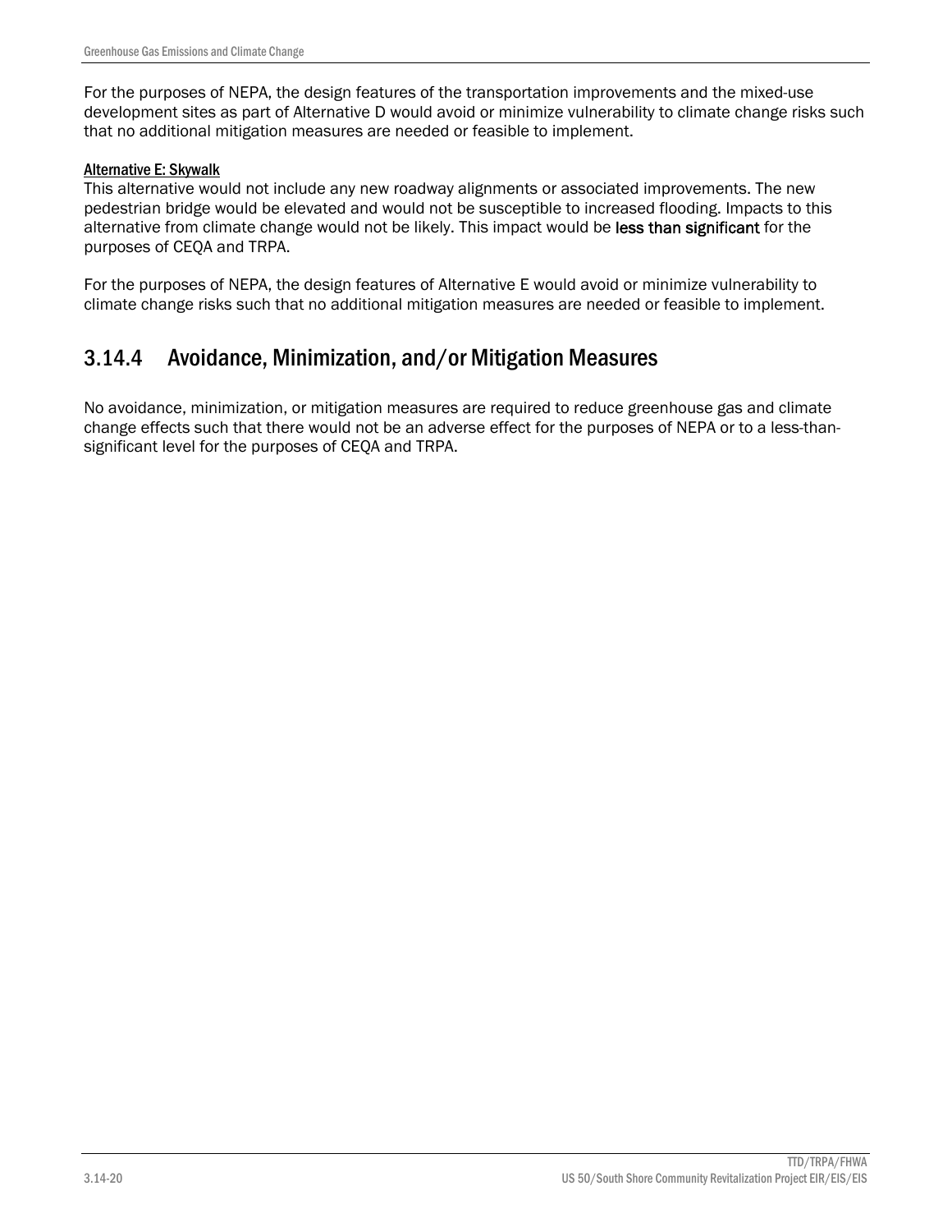For the purposes of NEPA, the design features of the transportation improvements and the mixed-use development sites as part of Alternative D would avoid or minimize vulnerability to climate change risks such that no additional mitigation measures are needed or feasible to implement.

Alternative E: Skywalk

This alternative would not include any new roadway alignments or associated improvements. The new pedestrian bridge would be elevated and would not be susceptible to increased flooding. Impacts to this alternative from climate change would not be likely. This impact would be **less than significant** for the purposes of CEQA and TRPA.

For the purposes of NEPA, the design features of Alternative E would avoid or minimize vulnerability to climate change risks such that no additional mitigation measures are needed or feasible to implement.

## 3.14.4 Avoidance, Minimization, and/or Mitigation Measures

No avoidance, minimization, or mitigation measures are required to reduce greenhouse gas and climate change effects such that there would not be an adverse effect for the purposes of NEPA or to a less-than-significant level for the purposes of CEQA and TRPA.